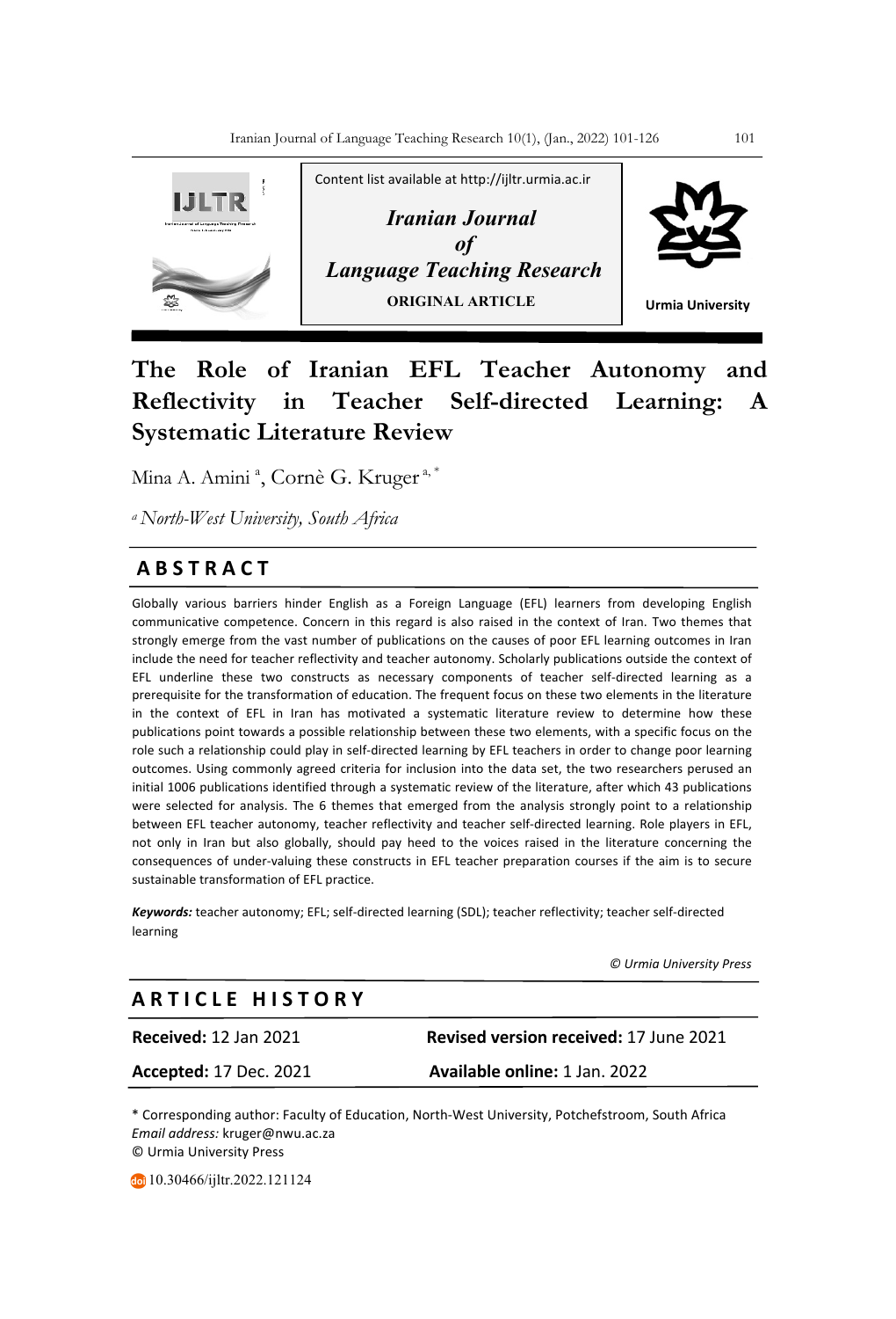Content list available at http://ijltr.urmia.ac.ir

*Iranian Journal of Language Teaching Research*

ORIGINAL ARTICLE

Urmia University

# The Role of Iranian EFL Teacher Autonomy and Reflectivity in Teacher Self-directed Learning: A Systematic Literature Review

Mina A. Amini [a], Cornè G. Kruger [a, *]

[a] *North-West University, South Africa*

## ABSTRACT

Globally various barriers hinder English as a Foreign Language (EFL) learners from developing English communicative competence. Concern in this regard is also raised in the context of Iran. Two themes that strongly emerge from the vast number of publications on the causes of poor EFL learning outcomes in Iran include the need for teacher reflectivity and teacher autonomy. Scholarly publications outside the context of EFL underline these two constructs as necessary components of teacher self-directed learning as a prerequisite for the transformation of education. The frequent focus on these two elements in the literature in the context of EFL in Iran has motivated a systematic literature review to determine how these publications point towards a possible relationship between these two elements, with a specific focus on the role such a relationship could play in self-directed learning by EFL teachers in order to change poor learning outcomes. Using commonly agreed criteria for inclusion into the data set, the two researchers perused an initial 1006 publications identified through a systematic review of the literature, after which 43 publications were selected for analysis. The 6 themes that emerged from the analysis strongly point to a relationship between EFL teacher autonomy, teacher reflectivity and teacher self-directed learning. Role players in EFL, not only in Iran but also globally, should pay heed to the voices raised in the literature concerning the consequences of under-valuing these constructs in EFL teacher preparation courses if the aim is to secure sustainable transformation of EFL practice.

***Keywords:*** teacher autonomy; EFL; self-directed learning (SDL); teacher reflectivity; teacher self-directed learning

*© Urmia University Press*

## ARTICLE HISTORY

**Received:** 12 Jan 2021 **Revised version received:** 17 June 2021

**Accepted:** 17 Dec. 2021 **Available online:** 1 Jan. 2022

\* Corresponding author: Faculty of Education, North-West University, Potchefstroom, South Africa
*Email address:* kruger@nwu.ac.za
© Urmia University Press

10.30466/ijltr.2022.121124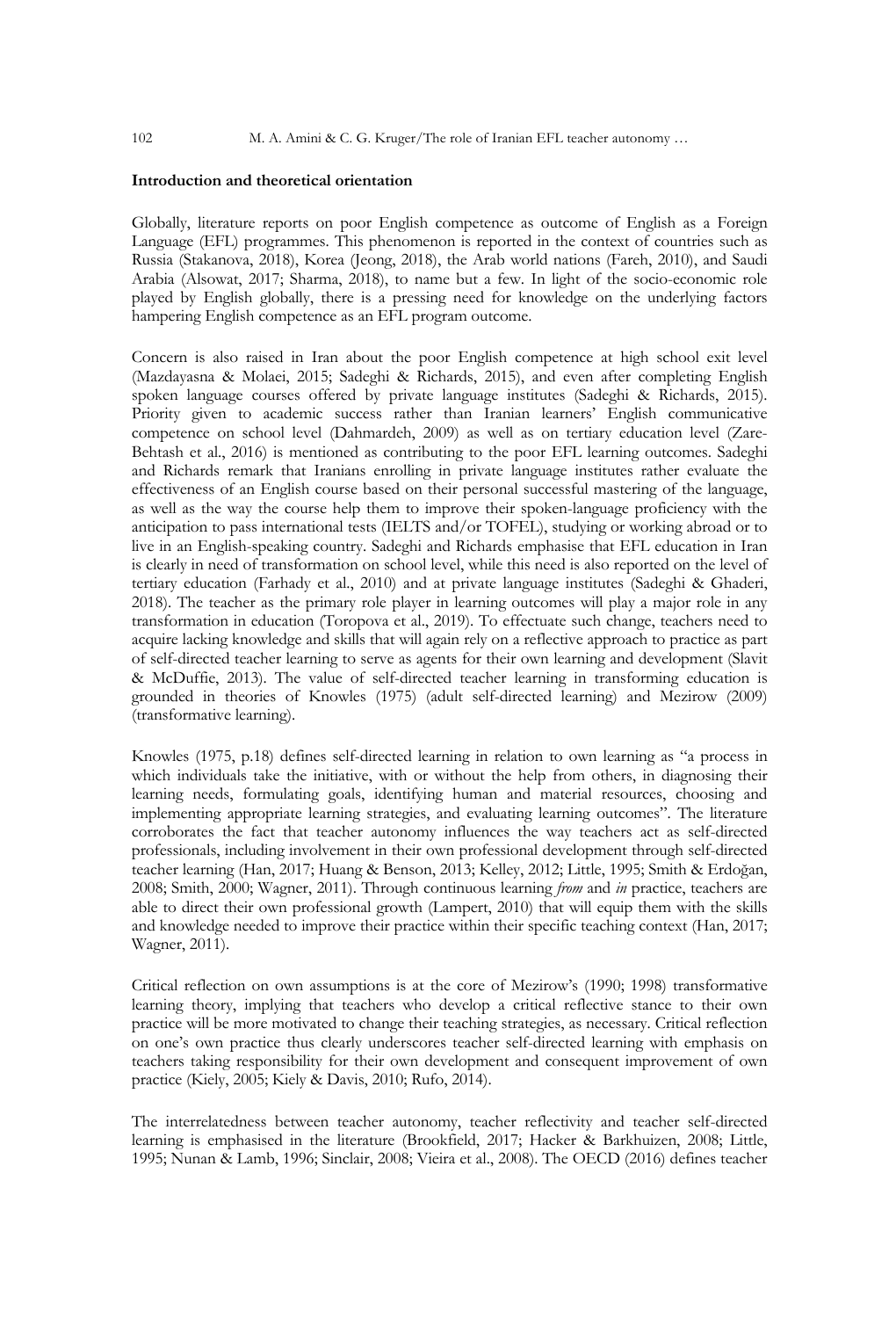**Introduction and theoretical orientation**

Globally, literature reports on poor English competence as outcome of English as a Foreign Language (EFL) programmes. This phenomenon is reported in the context of countries such as Russia (Stakanova, 2018), Korea (Jeong, 2018), the Arab world nations (Fareh, 2010), and Saudi Arabia (Alsowat, 2017; Sharma, 2018), to name but a few. In light of the socio-economic role played by English globally, there is a pressing need for knowledge on the underlying factors hampering English competence as an EFL program outcome.

Concern is also raised in Iran about the poor English competence at high school exit level (Mazdayasna & Molaei, 2015; Sadeghi & Richards, 2015), and even after completing English spoken language courses offered by private language institutes (Sadeghi & Richards, 2015). Priority given to academic success rather than Iranian learners' English communicative competence on school level (Dahmardeh, 2009) as well as on tertiary education level (Zare-Behtash et al., 2016) is mentioned as contributing to the poor EFL learning outcomes. Sadeghi and Richards remark that Iranians enrolling in private language institutes rather evaluate the effectiveness of an English course based on their personal successful mastering of the language, as well as the way the course help them to improve their spoken-language proficiency with the anticipation to pass international tests (IELTS and/or TOFEL), studying or working abroad or to live in an English-speaking country. Sadeghi and Richards emphasise that EFL education in Iran is clearly in need of transformation on school level, while this need is also reported on the level of tertiary education (Farhady et al., 2010) and at private language institutes (Sadeghi & Ghaderi, 2018). The teacher as the primary role player in learning outcomes will play a major role in any transformation in education (Toropova et al., 2019). To effectuate such change, teachers need to acquire lacking knowledge and skills that will again rely on a reflective approach to practice as part of self-directed teacher learning to serve as agents for their own learning and development (Slavit & McDuffie, 2013). The value of self-directed teacher learning in transforming education is grounded in theories of Knowles (1975) (adult self-directed learning) and Mezirow (2009) (transformative learning).

Knowles (1975, p.18) defines self-directed learning in relation to own learning as "a process in which individuals take the initiative, with or without the help from others, in diagnosing their learning needs, formulating goals, identifying human and material resources, choosing and implementing appropriate learning strategies, and evaluating learning outcomes". The literature corroborates the fact that teacher autonomy influences the way teachers act as self-directed professionals, including involvement in their own professional development through self-directed teacher learning (Han, 2017; Huang & Benson, 2013; Kelley, 2012; Little, 1995; Smith & Erdoğan, 2008; Smith, 2000; Wagner, 2011). Through continuous learning *from* and *in* practice, teachers are able to direct their own professional growth (Lampert, 2010) that will equip them with the skills and knowledge needed to improve their practice within their specific teaching context (Han, 2017; Wagner, 2011).

Critical reflection on own assumptions is at the core of Mezirow's (1990; 1998) transformative learning theory, implying that teachers who develop a critical reflective stance to their own practice will be more motivated to change their teaching strategies, as necessary. Critical reflection on one's own practice thus clearly underscores teacher self-directed learning with emphasis on teachers taking responsibility for their own development and consequent improvement of own practice (Kiely, 2005; Kiely & Davis, 2010; Rufo, 2014).

The interrelatedness between teacher autonomy, teacher reflectivity and teacher self-directed learning is emphasised in the literature (Brookfield, 2017; Hacker & Barkhuizen, 2008; Little, 1995; Nunan & Lamb, 1996; Sinclair, 2008; Vieira et al., 2008). The OECD (2016) defines teacher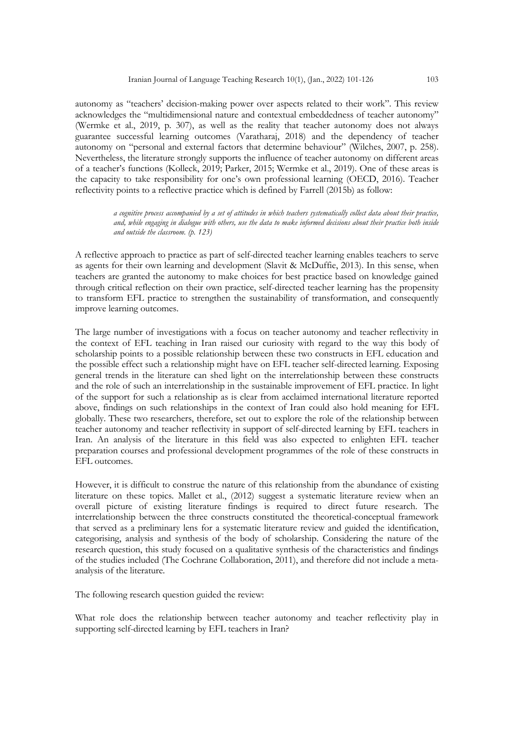autonomy as "teachers' decision-making power over aspects related to their work". This review acknowledges the "multidimensional nature and contextual embeddedness of teacher autonomy" (Wermke et al., 2019, p. 307), as well as the reality that teacher autonomy does not always guarantee successful learning outcomes (Varatharaj, 2018) and the dependency of teacher autonomy on "personal and external factors that determine behaviour" (Wilches, 2007, p. 258). Nevertheless, the literature strongly supports the influence of teacher autonomy on different areas of a teacher's functions (Kolleck, 2019; Parker, 2015; Wermke et al., 2019). One of these areas is the capacity to take responsibility for one's own professional learning (OECD, 2016). Teacher reflectivity points to a reflective practice which is defined by Farrell (2015b) as follow:

> *a cognitive process accompanied by a set of attitudes in which teachers systematically collect data about their practice, and, while engaging in dialogue with others, use the data to make informed decisions about their practice both inside and outside the classroom. (p. 123)*

A reflective approach to practice as part of self-directed teacher learning enables teachers to serve as agents for their own learning and development (Slavit & McDuffie, 2013). In this sense, when teachers are granted the autonomy to make choices for best practice based on knowledge gained through critical reflection on their own practice, self-directed teacher learning has the propensity to transform EFL practice to strengthen the sustainability of transformation, and consequently improve learning outcomes.

The large number of investigations with a focus on teacher autonomy and teacher reflectivity in the context of EFL teaching in Iran raised our curiosity with regard to the way this body of scholarship points to a possible relationship between these two constructs in EFL education and the possible effect such a relationship might have on EFL teacher self-directed learning. Exposing general trends in the literature can shed light on the interrelationship between these constructs and the role of such an interrelationship in the sustainable improvement of EFL practice. In light of the support for such a relationship as is clear from acclaimed international literature reported above, findings on such relationships in the context of Iran could also hold meaning for EFL globally. These two researchers, therefore, set out to explore the role of the relationship between teacher autonomy and teacher reflectivity in support of self-directed learning by EFL teachers in Iran. An analysis of the literature in this field was also expected to enlighten EFL teacher preparation courses and professional development programmes of the role of these constructs in EFL outcomes.

However, it is difficult to construe the nature of this relationship from the abundance of existing literature on these topics. Mallet et al., (2012) suggest a systematic literature review when an overall picture of existing literature findings is required to direct future research. The interrelationship between the three constructs constituted the theoretical-conceptual framework that served as a preliminary lens for a systematic literature review and guided the identification, categorising, analysis and synthesis of the body of scholarship. Considering the nature of the research question, this study focused on a qualitative synthesis of the characteristics and findings of the studies included (The Cochrane Collaboration, 2011), and therefore did not include a meta-analysis of the literature.

The following research question guided the review:

What role does the relationship between teacher autonomy and teacher reflectivity play in supporting self-directed learning by EFL teachers in Iran?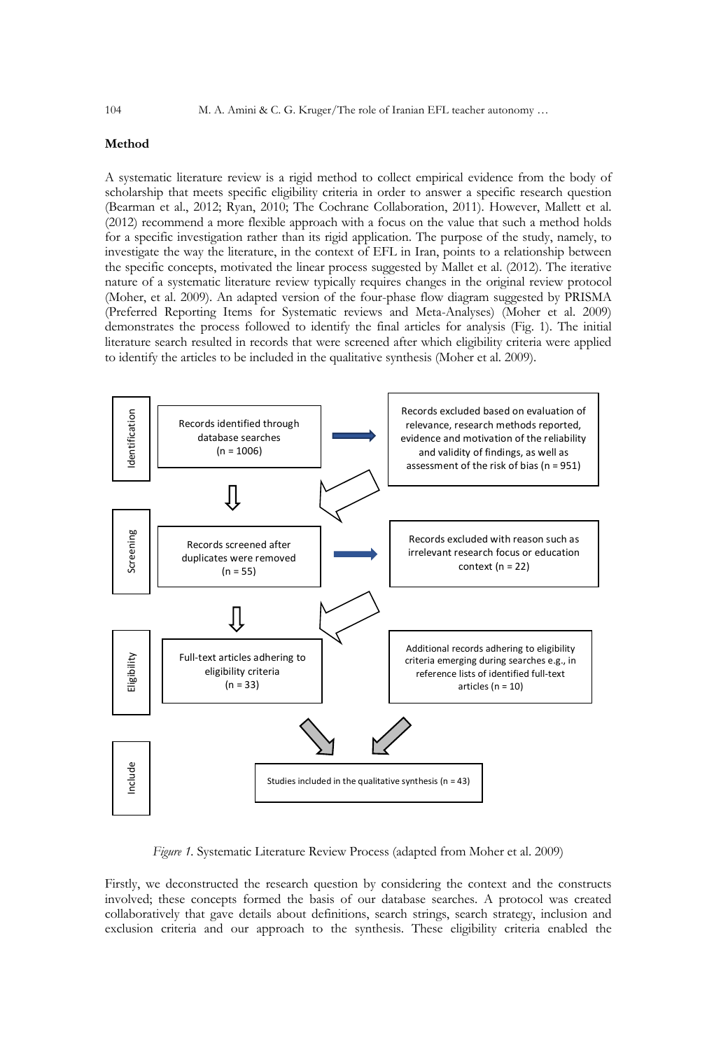## Method

A systematic literature review is a rigid method to collect empirical evidence from the body of scholarship that meets specific eligibility criteria in order to answer a specific research question (Bearman et al., 2012; Ryan, 2010; The Cochrane Collaboration, 2011). However, Mallett et al. (2012) recommend a more flexible approach with a focus on the value that such a method holds for a specific investigation rather than its rigid application. The purpose of the study, namely, to investigate the way the literature, in the context of EFL in Iran, points to a relationship between the specific concepts, motivated the linear process suggested by Mallett et al. (2012). The iterative nature of a systematic literature review typically requires changes in the original review protocol (Moher, et al. 2009). An adapted version of the four-phase flow diagram suggested by PRISMA (Preferred Reporting Items for Systematic reviews and Meta-Analyses) (Moher et al. 2009) demonstrates the process followed to identify the final articles for analysis (Fig. 1). The initial literature search resulted in records that were screened after which eligibility criteria were applied to identify the articles to be included in the qualitative synthesis (Moher et al. 2009).

| Phase | Records | Excluded / Additional |
|---|---|---|
| Identification | Records identified through database searches (n = 1006) | Records excluded based on evaluation of relevance, research methods reported, evidence and motivation of the reliability and validity of findings, as well as assessment of the risk of bias (n = 951) |
| Screening | Records screened after duplicates were removed (n = 55) | Records excluded with reason such as irrelevant research focus or education context (n = 22) |
| Eligibility | Full-text articles adhering to eligibility criteria (n = 33) | Additional records adhering to eligibility criteria emerging during searches e.g., in reference lists of identified full-text articles (n = 10) |
| Include | Studies included in the qualitative synthesis (n = 43) | |

*Figure 1.* Systematic Literature Review Process (adapted from Moher et al. 2009)

Firstly, we deconstructed the research question by considering the context and the constructs involved; these concepts formed the basis of our database searches. A protocol was created collaboratively that gave details about definitions, search strings, search strategy, inclusion and exclusion criteria and our approach to the synthesis. These eligibility criteria enabled the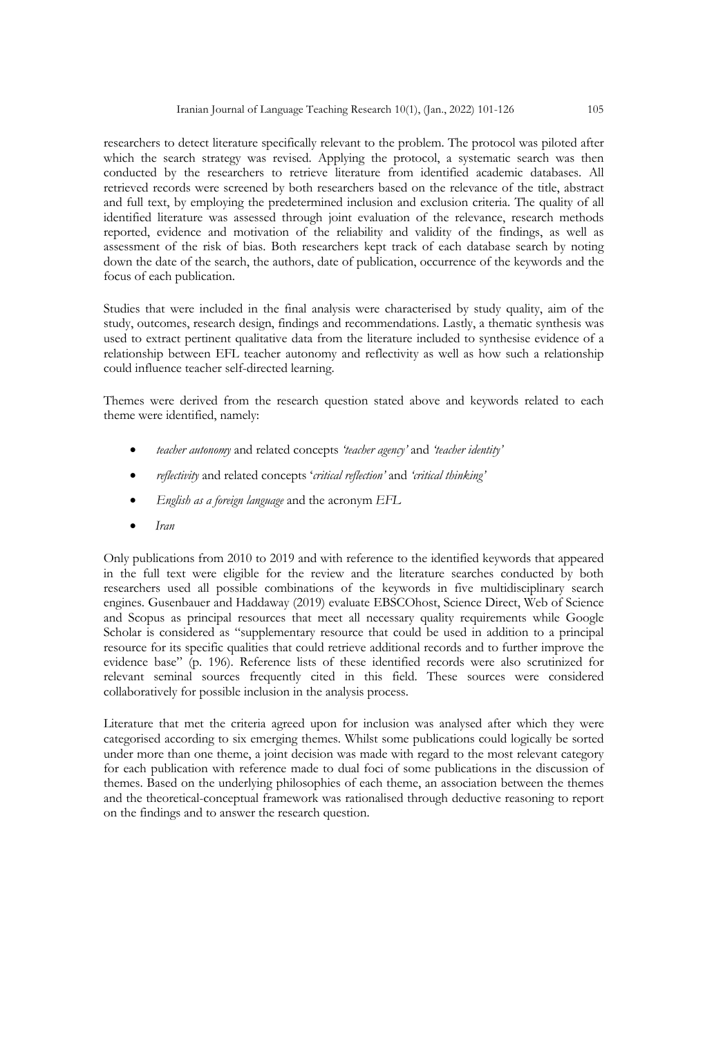researchers to detect literature specifically relevant to the problem. The protocol was piloted after which the search strategy was revised. Applying the protocol, a systematic search was then conducted by the researchers to retrieve literature from identified academic databases. All retrieved records were screened by both researchers based on the relevance of the title, abstract and full text, by employing the predetermined inclusion and exclusion criteria. The quality of all identified literature was assessed through joint evaluation of the relevance, research methods reported, evidence and motivation of the reliability and validity of the findings, as well as assessment of the risk of bias. Both researchers kept track of each database search by noting down the date of the search, the authors, date of publication, occurrence of the keywords and the focus of each publication.

Studies that were included in the final analysis were characterised by study quality, aim of the study, outcomes, research design, findings and recommendations. Lastly, a thematic synthesis was used to extract pertinent qualitative data from the literature included to synthesise evidence of a relationship between EFL teacher autonomy and reflectivity as well as how such a relationship could influence teacher self-directed learning.

Themes were derived from the research question stated above and keywords related to each theme were identified, namely:

- *teacher autonomy* and related concepts *'teacher agency'* and *'teacher identity'*
- *reflectivity* and related concepts '*critical reflection'* and *'critical thinking'*
- *English as a foreign language* and the acronym *EFL*
- *Iran*

Only publications from 2010 to 2019 and with reference to the identified keywords that appeared in the full text were eligible for the review and the literature searches conducted by both researchers used all possible combinations of the keywords in five multidisciplinary search engines. Gusenbauer and Haddaway (2019) evaluate EBSCOhost, Science Direct, Web of Science and Scopus as principal resources that meet all necessary quality requirements while Google Scholar is considered as "supplementary resource that could be used in addition to a principal resource for its specific qualities that could retrieve additional records and to further improve the evidence base" (p. 196). Reference lists of these identified records were also scrutinized for relevant seminal sources frequently cited in this field. These sources were considered collaboratively for possible inclusion in the analysis process.

Literature that met the criteria agreed upon for inclusion was analysed after which they were categorised according to six emerging themes. Whilst some publications could logically be sorted under more than one theme, a joint decision was made with regard to the most relevant category for each publication with reference made to dual foci of some publications in the discussion of themes. Based on the underlying philosophies of each theme, an association between the themes and the theoretical-conceptual framework was rationalised through deductive reasoning to report on the findings and to answer the research question.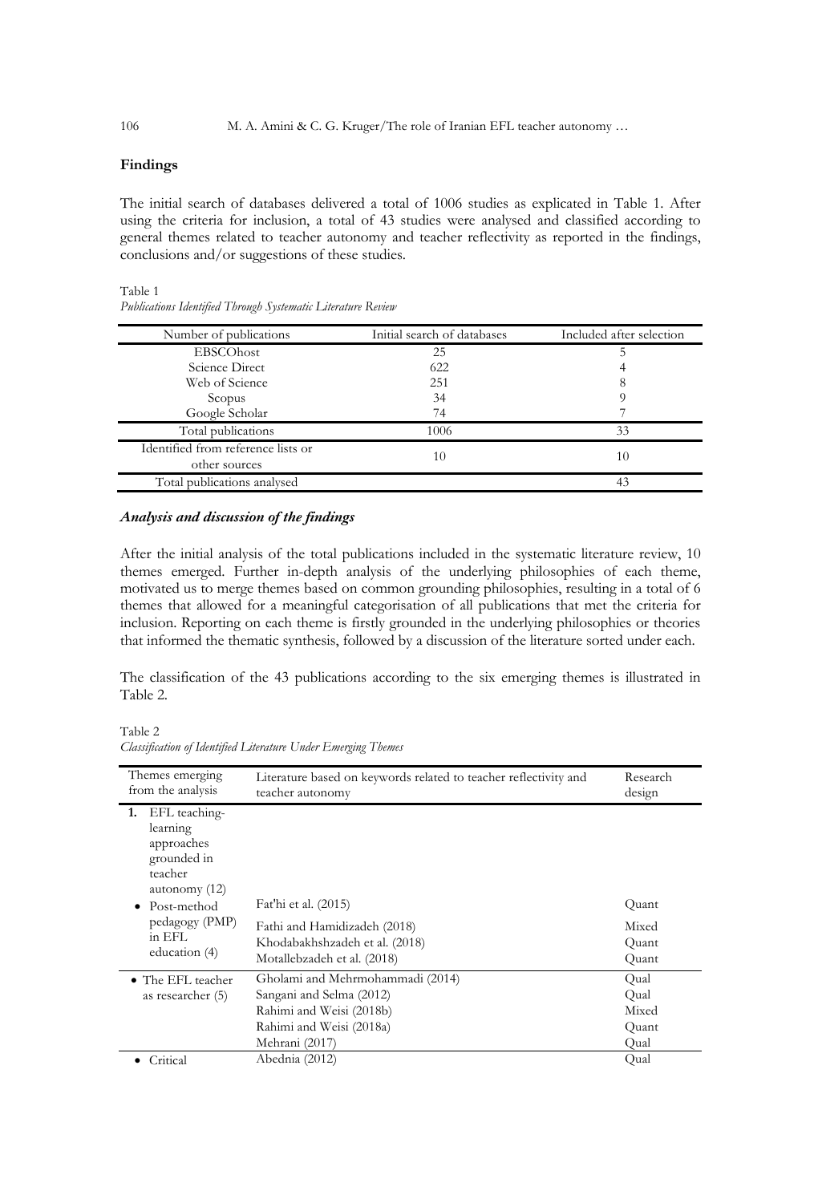**Findings**

The initial search of databases delivered a total of 1006 studies as explicated in Table 1. After using the criteria for inclusion, a total of 43 studies were analysed and classified according to general themes related to teacher autonomy and teacher reflectivity as reported in the findings, conclusions and/or suggestions of these studies.

Table 1
*Publications Identified Through Systematic Literature Review*

| Number of publications | Initial search of databases | Included after selection |
|---|---|---|
| EBSCOhost | 25 | 5 |
| Science Direct | 622 | 4 |
| Web of Science | 251 | 8 |
| Scopus | 34 | 9 |
| Google Scholar | 74 | 7 |
| Total publications | 1006 | 33 |
| Identified from reference lists or other sources | 10 | 10 |
| Total publications analysed | | 43 |

***Analysis and discussion of the findings***

After the initial analysis of the total publications included in the systematic literature review, 10 themes emerged. Further in-depth analysis of the underlying philosophies of each theme, motivated us to merge themes based on common grounding philosophies, resulting in a total of 6 themes that allowed for a meaningful categorisation of all publications that met the criteria for inclusion. Reporting on each theme is firstly grounded in the underlying philosophies or theories that informed the thematic synthesis, followed by a discussion of the literature sorted under each.

The classification of the 43 publications according to the six emerging themes is illustrated in Table 2.

Table 2
*Classification of Identified Literature Under Emerging Themes*

| Themes emerging from the analysis | Literature based on keywords related to teacher reflectivity and teacher autonomy | Research design |
|---|---|---|
| **1.** EFL teaching-learning approaches grounded in teacher autonomy (12) | | |
| • Post-method pedagogy (PMP) in EFL education (4) | Fat'hi et al. (2015) | Quant |
| | Fathi and Hamidizadeh (2018) | Mixed |
| | Khodabakhshzadeh et al. (2018) | Quant |
| | Motallebzadeh et al. (2018) | Quant |
| • The EFL teacher as researcher (5) | Gholami and Mehrmohammadi (2014) | Qual |
| | Sangani and Selma (2012) | Qual |
| | Rahimi and Weisi (2018b) | Mixed |
| | Rahimi and Weisi (2018a) | Quant |
| | Mehrani (2017) | Qual |
| • Critical | Abednia (2012) | Qual |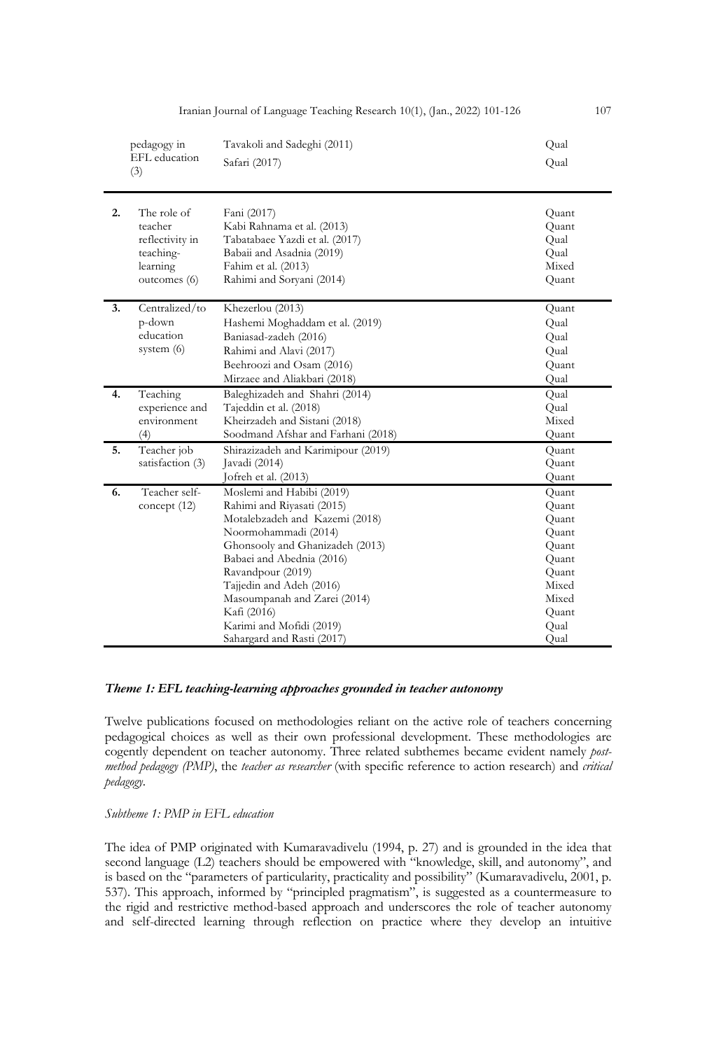|  | pedagogy in EFL education (3) | Tavakoli and Sadeghi (2011) | Qual |
|---|---|---|---|
|  |  | Safari (2017) | Qual |
| **2.** | The role of teacher reflectivity in teaching-learning outcomes (6) | Fani (2017) | Quant |
|  |  | Kabi Rahnama et al. (2013) | Quant |
|  |  | Tabatabaee Yazdi et al. (2017) | Qual |
|  |  | Babaii and Asadnia (2019) | Qual |
|  |  | Fahim et al. (2013) | Mixed |
|  |  | Rahimi and Soryani (2014) | Quant |
| **3.** | Centralized/top-down education system (6) | Khezerlou (2013) | Quant |
|  |  | Hashemi Moghaddam et al. (2019) | Qual |
|  |  | Baniasad-zadeh (2016) | Qual |
|  |  | Rahimi and Alavi (2017) | Qual |
|  |  | Beehroozi and Osam (2016) | Quant |
|  |  | Mirzaee and Aliakbari (2018) | Qual |
| **4.** | Teaching experience and environment (4) | Baleghizadeh and Shahri (2014) | Qual |
|  |  | Tajeddin et al. (2018) | Qual |
|  |  | Kheirzadeh and Sistani (2018) | Mixed |
|  |  | Soodmand Afshar and Farhani (2018) | Quant |
| **5.** | Teacher job satisfaction (3) | Shirazizadeh and Karimipour (2019) | Quant |
|  |  | Javadi (2014) | Quant |
|  |  | Jofreh et al. (2013) | Quant |
| **6.** | Teacher self-concept (12) | Moslemi and Habibi (2019) | Quant |
|  |  | Rahimi and Riyasati (2015) | Quant |
|  |  | Motalebzadeh and Kazemi (2018) | Quant |
|  |  | Noormohammadi (2014) | Quant |
|  |  | Ghonsooly and Ghanizadeh (2013) | Quant |
|  |  | Babaei and Abednia (2016) | Quant |
|  |  | Ravandpour (2019) | Quant |
|  |  | Tajjedin and Adeh (2016) | Mixed |
|  |  | Masoumpanah and Zarei (2014) | Mixed |
|  |  | Kafi (2016) | Quant |
|  |  | Karimi and Mofidi (2019) | Qual |
|  |  | Sahargard and Rasti (2017) | Qual |

### *Theme 1: EFL teaching-learning approaches grounded in teacher autonomy*

Twelve publications focused on methodologies reliant on the active role of teachers concerning pedagogical choices as well as their own professional development. These methodologies are cogently dependent on teacher autonomy. Three related subthemes became evident namely *post-method pedagogy (PMP)*, the *teacher as researcher* (with specific reference to action research) and *critical pedagogy*.

#### *Subtheme 1: PMP in EFL education*

The idea of PMP originated with Kumaravadivelu (1994, p. 27) and is grounded in the idea that second language (L2) teachers should be empowered with "knowledge, skill, and autonomy", and is based on the "parameters of particularity, practicality and possibility" (Kumaravadivelu, 2001, p. 537). This approach, informed by "principled pragmatism", is suggested as a countermeasure to the rigid and restrictive method-based approach and underscores the role of teacher autonomy and self-directed learning through reflection on practice where they develop an intuitive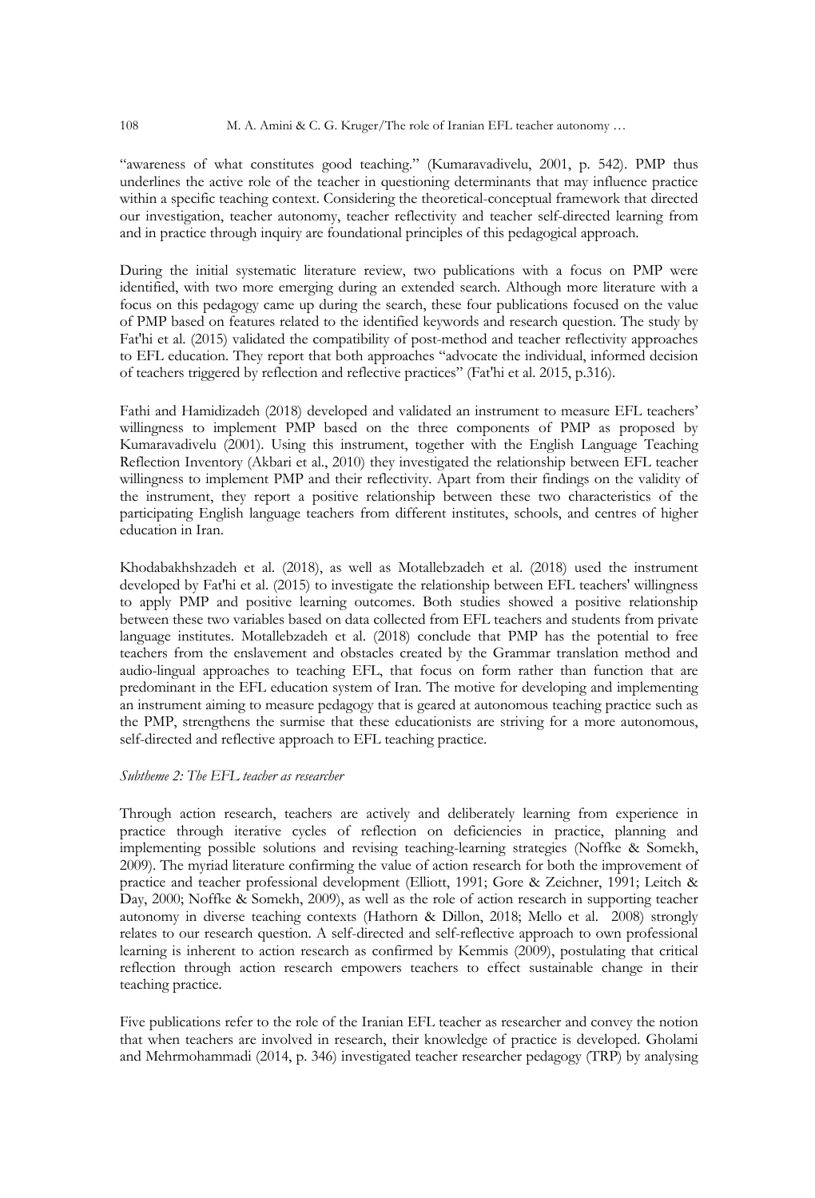"awareness of what constitutes good teaching." (Kumaravadivelu, 2001, p. 542). PMP thus underlines the active role of the teacher in questioning determinants that may influence practice within a specific teaching context. Considering the theoretical-conceptual framework that directed our investigation, teacher autonomy, teacher reflectivity and teacher self-directed learning from and in practice through inquiry are foundational principles of this pedagogical approach.

During the initial systematic literature review, two publications with a focus on PMP were identified, with two more emerging during an extended search. Although more literature with a focus on this pedagogy came up during the search, these four publications focused on the value of PMP based on features related to the identified keywords and research question. The study by Fat'hi et al. (2015) validated the compatibility of post-method and teacher reflectivity approaches to EFL education. They report that both approaches "advocate the individual, informed decision of teachers triggered by reflection and reflective practices" (Fat'hi et al. 2015, p.316).

Fathi and Hamidizadeh (2018) developed and validated an instrument to measure EFL teachers' willingness to implement PMP based on the three components of PMP as proposed by Kumaravadivelu (2001). Using this instrument, together with the English Language Teaching Reflection Inventory (Akbari et al., 2010) they investigated the relationship between EFL teacher willingness to implement PMP and their reflectivity. Apart from their findings on the validity of the instrument, they report a positive relationship between these two characteristics of the participating English language teachers from different institutes, schools, and centres of higher education in Iran.

Khodabakhshzadeh et al. (2018), as well as Motallebzadeh et al. (2018) used the instrument developed by Fat'hi et al. (2015) to investigate the relationship between EFL teachers' willingness to apply PMP and positive learning outcomes. Both studies showed a positive relationship between these two variables based on data collected from EFL teachers and students from private language institutes. Motallebzadeh et al. (2018) conclude that PMP has the potential to free teachers from the enslavement and obstacles created by the Grammar translation method and audio-lingual approaches to teaching EFL, that focus on form rather than function that are predominant in the EFL education system of Iran. The motive for developing and implementing an instrument aiming to measure pedagogy that is geared at autonomous teaching practice such as the PMP, strengthens the surmise that these educationists are striving for a more autonomous, self-directed and reflective approach to EFL teaching practice.

*Subtheme 2: The EFL teacher as researcher*

Through action research, teachers are actively and deliberately learning from experience in practice through iterative cycles of reflection on deficiencies in practice, planning and implementing possible solutions and revising teaching-learning strategies (Noffke & Somekh, 2009). The myriad literature confirming the value of action research for both the improvement of practice and teacher professional development (Elliott, 1991; Gore & Zeichner, 1991; Leitch & Day, 2000; Noffke & Somekh, 2009), as well as the role of action research in supporting teacher autonomy in diverse teaching contexts (Hathorn & Dillon, 2018; Mello et al. 2008) strongly relates to our research question. A self-directed and self-reflective approach to own professional learning is inherent to action research as confirmed by Kemmis (2009), postulating that critical reflection through action research empowers teachers to effect sustainable change in their teaching practice.

Five publications refer to the role of the Iranian EFL teacher as researcher and convey the notion that when teachers are involved in research, their knowledge of practice is developed. Gholami and Mehrmohammadi (2014, p. 346) investigated teacher researcher pedagogy (TRP) by analysing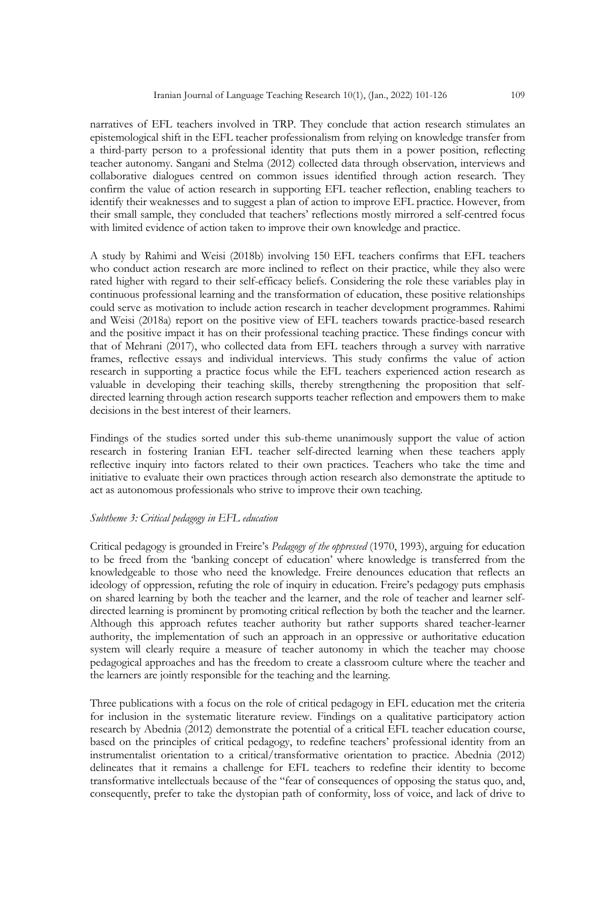narratives of EFL teachers involved in TRP. They conclude that action research stimulates an epistemological shift in the EFL teacher professionalism from relying on knowledge transfer from a third-party person to a professional identity that puts them in a power position, reflecting teacher autonomy. Sangani and Stelma (2012) collected data through observation, interviews and collaborative dialogues centred on common issues identified through action research. They confirm the value of action research in supporting EFL teacher reflection, enabling teachers to identify their weaknesses and to suggest a plan of action to improve EFL practice. However, from their small sample, they concluded that teachers' reflections mostly mirrored a self-centred focus with limited evidence of action taken to improve their own knowledge and practice.

A study by Rahimi and Weisi (2018b) involving 150 EFL teachers confirms that EFL teachers who conduct action research are more inclined to reflect on their practice, while they also were rated higher with regard to their self-efficacy beliefs. Considering the role these variables play in continuous professional learning and the transformation of education, these positive relationships could serve as motivation to include action research in teacher development programmes. Rahimi and Weisi (2018a) report on the positive view of EFL teachers towards practice-based research and the positive impact it has on their professional teaching practice. These findings concur with that of Mehrani (2017), who collected data from EFL teachers through a survey with narrative frames, reflective essays and individual interviews. This study confirms the value of action research in supporting a practice focus while the EFL teachers experienced action research as valuable in developing their teaching skills, thereby strengthening the proposition that self-directed learning through action research supports teacher reflection and empowers them to make decisions in the best interest of their learners.

Findings of the studies sorted under this sub-theme unanimously support the value of action research in fostering Iranian EFL teacher self-directed learning when these teachers apply reflective inquiry into factors related to their own practices. Teachers who take the time and initiative to evaluate their own practices through action research also demonstrate the aptitude to act as autonomous professionals who strive to improve their own teaching.

*Subtheme 3: Critical pedagogy in EFL education*

Critical pedagogy is grounded in Freire's *Pedagogy of the oppressed* (1970, 1993), arguing for education to be freed from the 'banking concept of education' where knowledge is transferred from the knowledgeable to those who need the knowledge. Freire denounces education that reflects an ideology of oppression, refuting the role of inquiry in education. Freire's pedagogy puts emphasis on shared learning by both the teacher and the learner, and the role of teacher and learner self-directed learning is prominent by promoting critical reflection by both the teacher and the learner. Although this approach refutes teacher authority but rather supports shared teacher-learner authority, the implementation of such an approach in an oppressive or authoritative education system will clearly require a measure of teacher autonomy in which the teacher may choose pedagogical approaches and has the freedom to create a classroom culture where the teacher and the learners are jointly responsible for the teaching and the learning.

Three publications with a focus on the role of critical pedagogy in EFL education met the criteria for inclusion in the systematic literature review. Findings on a qualitative participatory action research by Abednia (2012) demonstrate the potential of a critical EFL teacher education course, based on the principles of critical pedagogy, to redefine teachers' professional identity from an instrumentalist orientation to a critical/transformative orientation to practice. Abednia (2012) delineates that it remains a challenge for EFL teachers to redefine their identity to become transformative intellectuals because of the "fear of consequences of opposing the status quo, and, consequently, prefer to take the dystopian path of conformity, loss of voice, and lack of drive to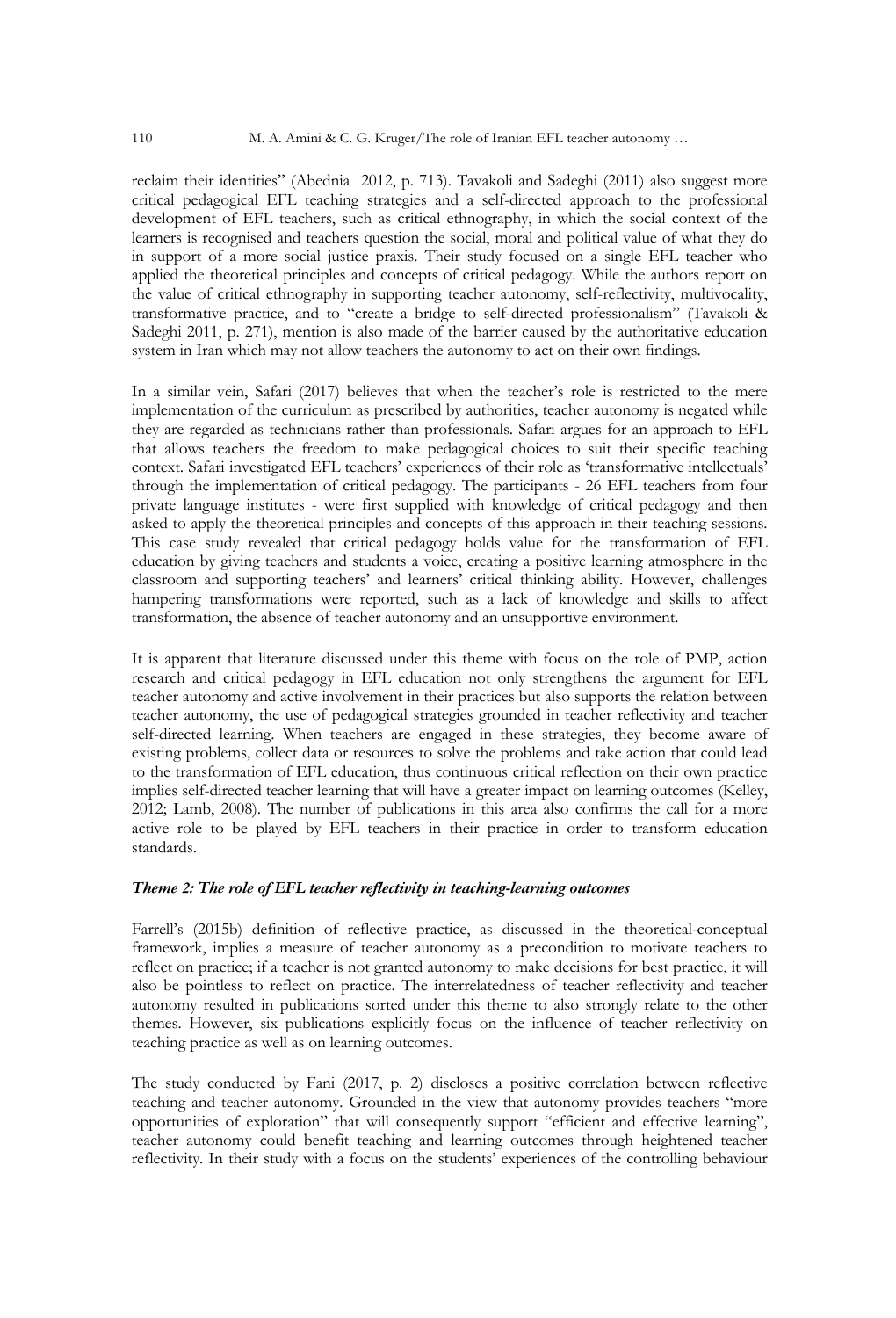reclaim their identities" (Abednia 2012, p. 713). Tavakoli and Sadeghi (2011) also suggest more critical pedagogical EFL teaching strategies and a self-directed approach to the professional development of EFL teachers, such as critical ethnography, in which the social context of the learners is recognised and teachers question the social, moral and political value of what they do in support of a more social justice praxis. Their study focused on a single EFL teacher who applied the theoretical principles and concepts of critical pedagogy. While the authors report on the value of critical ethnography in supporting teacher autonomy, self-reflectivity, multivocality, transformative practice, and to "create a bridge to self-directed professionalism" (Tavakoli & Sadeghi 2011, p. 271), mention is also made of the barrier caused by the authoritative education system in Iran which may not allow teachers the autonomy to act on their own findings.

In a similar vein, Safari (2017) believes that when the teacher's role is restricted to the mere implementation of the curriculum as prescribed by authorities, teacher autonomy is negated while they are regarded as technicians rather than professionals. Safari argues for an approach to EFL that allows teachers the freedom to make pedagogical choices to suit their specific teaching context. Safari investigated EFL teachers' experiences of their role as 'transformative intellectuals' through the implementation of critical pedagogy. The participants - 26 EFL teachers from four private language institutes - were first supplied with knowledge of critical pedagogy and then asked to apply the theoretical principles and concepts of this approach in their teaching sessions. This case study revealed that critical pedagogy holds value for the transformation of EFL education by giving teachers and students a voice, creating a positive learning atmosphere in the classroom and supporting teachers' and learners' critical thinking ability. However, challenges hampering transformations were reported, such as a lack of knowledge and skills to affect transformation, the absence of teacher autonomy and an unsupportive environment.

It is apparent that literature discussed under this theme with focus on the role of PMP, action research and critical pedagogy in EFL education not only strengthens the argument for EFL teacher autonomy and active involvement in their practices but also supports the relation between teacher autonomy, the use of pedagogical strategies grounded in teacher reflectivity and teacher self-directed learning. When teachers are engaged in these strategies, they become aware of existing problems, collect data or resources to solve the problems and take action that could lead to the transformation of EFL education, thus continuous critical reflection on their own practice implies self-directed teacher learning that will have a greater impact on learning outcomes (Kelley, 2012; Lamb, 2008). The number of publications in this area also confirms the call for a more active role to be played by EFL teachers in their practice in order to transform education standards.

### *Theme 2: The role of EFL teacher reflectivity in teaching-learning outcomes*

Farrell's (2015b) definition of reflective practice, as discussed in the theoretical-conceptual framework, implies a measure of teacher autonomy as a precondition to motivate teachers to reflect on practice; if a teacher is not granted autonomy to make decisions for best practice, it will also be pointless to reflect on practice. The interrelatedness of teacher reflectivity and teacher autonomy resulted in publications sorted under this theme to also strongly relate to the other themes. However, six publications explicitly focus on the influence of teacher reflectivity on teaching practice as well as on learning outcomes.

The study conducted by Fani (2017, p. 2) discloses a positive correlation between reflective teaching and teacher autonomy. Grounded in the view that autonomy provides teachers "more opportunities of exploration" that will consequently support "efficient and effective learning", teacher autonomy could benefit teaching and learning outcomes through heightened teacher reflectivity. In their study with a focus on the students' experiences of the controlling behaviour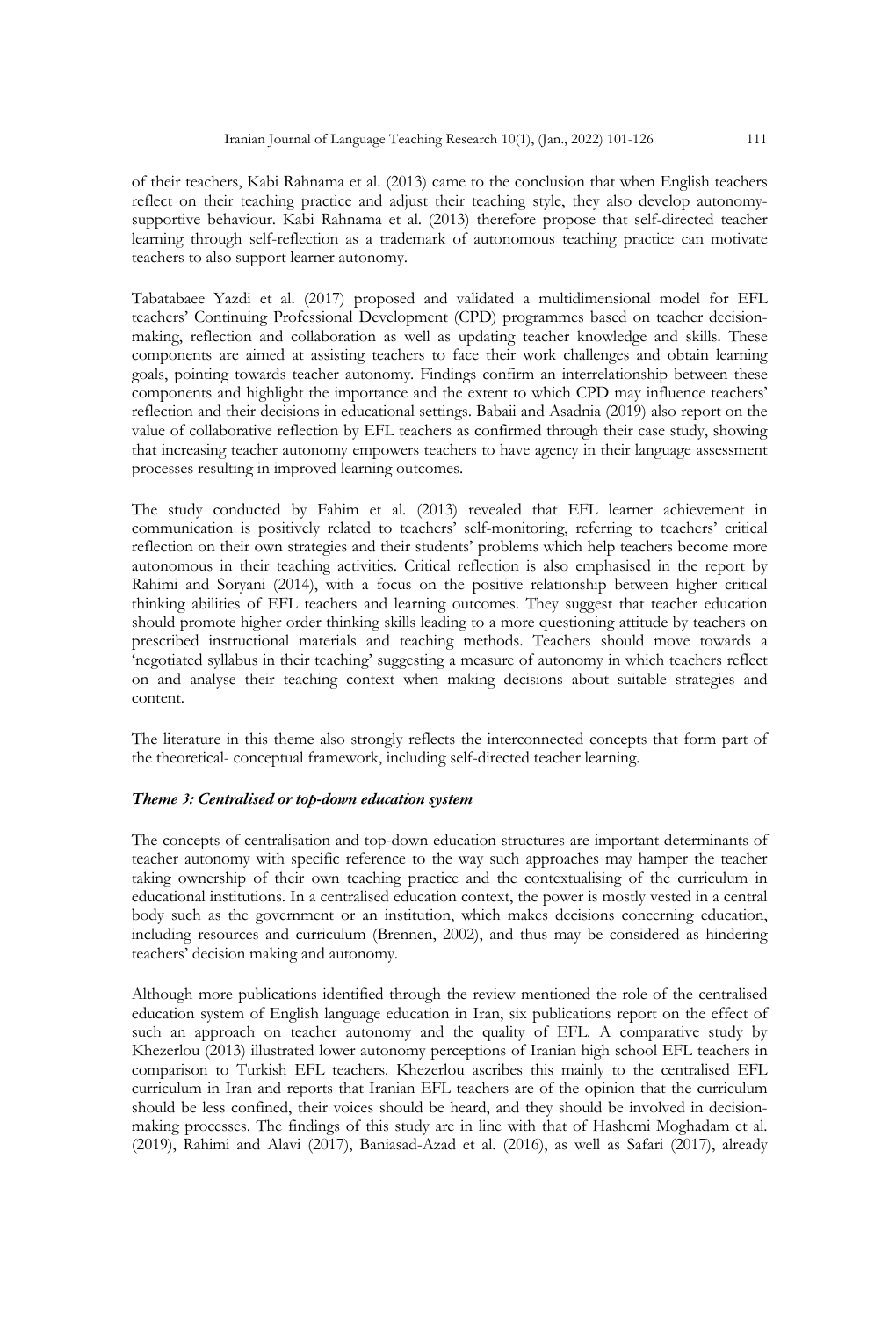of their teachers, Kabi Rahnama et al. (2013) came to the conclusion that when English teachers reflect on their teaching practice and adjust their teaching style, they also develop autonomy-supportive behaviour. Kabi Rahnama et al. (2013) therefore propose that self-directed teacher learning through self-reflection as a trademark of autonomous teaching practice can motivate teachers to also support learner autonomy.

Tabatabaee Yazdi et al. (2017) proposed and validated a multidimensional model for EFL teachers' Continuing Professional Development (CPD) programmes based on teacher decision-making, reflection and collaboration as well as updating teacher knowledge and skills. These components are aimed at assisting teachers to face their work challenges and obtain learning goals, pointing towards teacher autonomy. Findings confirm an interrelationship between these components and highlight the importance and the extent to which CPD may influence teachers' reflection and their decisions in educational settings. Babaii and Asadnia (2019) also report on the value of collaborative reflection by EFL teachers as confirmed through their case study, showing that increasing teacher autonomy empowers teachers to have agency in their language assessment processes resulting in improved learning outcomes.

The study conducted by Fahim et al. (2013) revealed that EFL learner achievement in communication is positively related to teachers' self-monitoring, referring to teachers' critical reflection on their own strategies and their students' problems which help teachers become more autonomous in their teaching activities. Critical reflection is also emphasised in the report by Rahimi and Soryani (2014), with a focus on the positive relationship between higher critical thinking abilities of EFL teachers and learning outcomes. They suggest that teacher education should promote higher order thinking skills leading to a more questioning attitude by teachers on prescribed instructional materials and teaching methods. Teachers should move towards a 'negotiated syllabus in their teaching' suggesting a measure of autonomy in which teachers reflect on and analyse their teaching context when making decisions about suitable strategies and content.

The literature in this theme also strongly reflects the interconnected concepts that form part of the theoretical- conceptual framework, including self-directed teacher learning.

### *Theme 3: Centralised or top-down education system*

The concepts of centralisation and top-down education structures are important determinants of teacher autonomy with specific reference to the way such approaches may hamper the teacher taking ownership of their own teaching practice and the contextualising of the curriculum in educational institutions. In a centralised education context, the power is mostly vested in a central body such as the government or an institution, which makes decisions concerning education, including resources and curriculum (Brennen, 2002), and thus may be considered as hindering teachers' decision making and autonomy.

Although more publications identified through the review mentioned the role of the centralised education system of English language education in Iran, six publications report on the effect of such an approach on teacher autonomy and the quality of EFL. A comparative study by Khezerlou (2013) illustrated lower autonomy perceptions of Iranian high school EFL teachers in comparison to Turkish EFL teachers. Khezerlou ascribes this mainly to the centralised EFL curriculum in Iran and reports that Iranian EFL teachers are of the opinion that the curriculum should be less confined, their voices should be heard, and they should be involved in decision-making processes. The findings of this study are in line with that of Hashemi Moghadam et al. (2019), Rahimi and Alavi (2017), Baniasad-Azad et al. (2016), as well as Safari (2017), already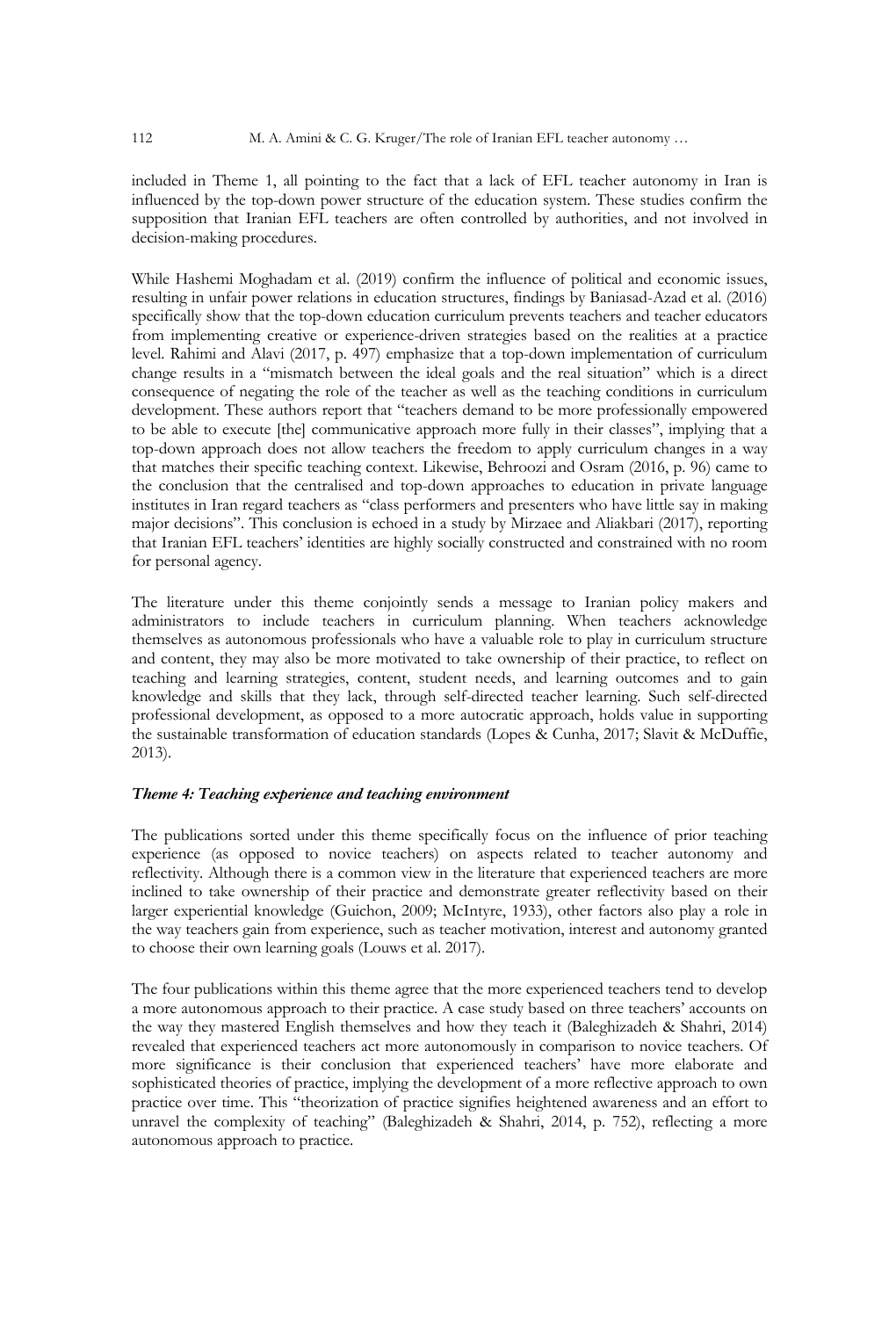included in Theme 1, all pointing to the fact that a lack of EFL teacher autonomy in Iran is influenced by the top-down power structure of the education system. These studies confirm the supposition that Iranian EFL teachers are often controlled by authorities, and not involved in decision-making procedures.

While Hashemi Moghadam et al. (2019) confirm the influence of political and economic issues, resulting in unfair power relations in education structures, findings by Baniasad-Azad et al. (2016) specifically show that the top-down education curriculum prevents teachers and teacher educators from implementing creative or experience-driven strategies based on the realities at a practice level. Rahimi and Alavi (2017, p. 497) emphasize that a top-down implementation of curriculum change results in a "mismatch between the ideal goals and the real situation" which is a direct consequence of negating the role of the teacher as well as the teaching conditions in curriculum development. These authors report that "teachers demand to be more professionally empowered to be able to execute [the] communicative approach more fully in their classes", implying that a top-down approach does not allow teachers the freedom to apply curriculum changes in a way that matches their specific teaching context. Likewise, Behroozi and Osram (2016, p. 96) came to the conclusion that the centralised and top-down approaches to education in private language institutes in Iran regard teachers as "class performers and presenters who have little say in making major decisions". This conclusion is echoed in a study by Mirzaee and Aliakbari (2017), reporting that Iranian EFL teachers' identities are highly socially constructed and constrained with no room for personal agency.

The literature under this theme conjointly sends a message to Iranian policy makers and administrators to include teachers in curriculum planning. When teachers acknowledge themselves as autonomous professionals who have a valuable role to play in curriculum structure and content, they may also be more motivated to take ownership of their practice, to reflect on teaching and learning strategies, content, student needs, and learning outcomes and to gain knowledge and skills that they lack, through self-directed teacher learning. Such self-directed professional development, as opposed to a more autocratic approach, holds value in supporting the sustainable transformation of education standards (Lopes & Cunha, 2017; Slavit & McDuffie, 2013).

### *Theme 4: Teaching experience and teaching environment*

The publications sorted under this theme specifically focus on the influence of prior teaching experience (as opposed to novice teachers) on aspects related to teacher autonomy and reflectivity. Although there is a common view in the literature that experienced teachers are more inclined to take ownership of their practice and demonstrate greater reflectivity based on their larger experiential knowledge (Guichon, 2009; McIntyre, 1933), other factors also play a role in the way teachers gain from experience, such as teacher motivation, interest and autonomy granted to choose their own learning goals (Louws et al. 2017).

The four publications within this theme agree that the more experienced teachers tend to develop a more autonomous approach to their practice. A case study based on three teachers' accounts on the way they mastered English themselves and how they teach it (Baleghizadeh & Shahri, 2014) revealed that experienced teachers act more autonomously in comparison to novice teachers. Of more significance is their conclusion that experienced teachers' have more elaborate and sophisticated theories of practice, implying the development of a more reflective approach to own practice over time. This "theorization of practice signifies heightened awareness and an effort to unravel the complexity of teaching" (Baleghizadeh & Shahri, 2014, p. 752), reflecting a more autonomous approach to practice.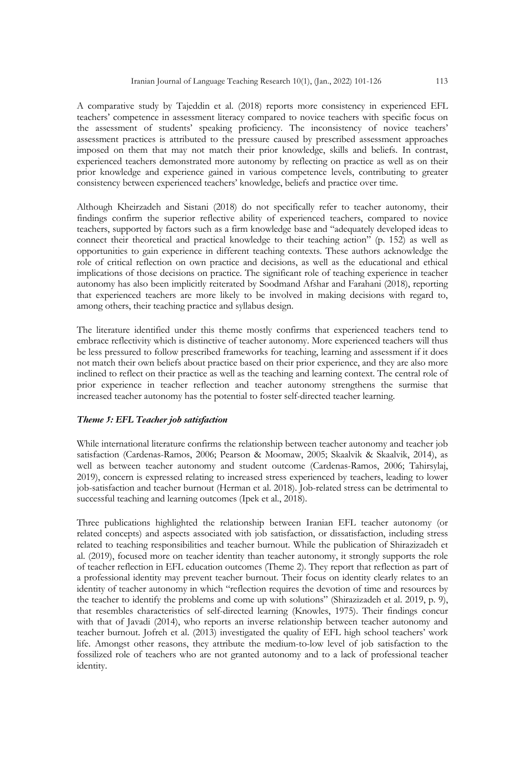A comparative study by Tajeddin et al. (2018) reports more consistency in experienced EFL teachers' competence in assessment literacy compared to novice teachers with specific focus on the assessment of students' speaking proficiency. The inconsistency of novice teachers' assessment practices is attributed to the pressure caused by prescribed assessment approaches imposed on them that may not match their prior knowledge, skills and beliefs. In contrast, experienced teachers demonstrated more autonomy by reflecting on practice as well as on their prior knowledge and experience gained in various competence levels, contributing to greater consistency between experienced teachers' knowledge, beliefs and practice over time.

Although Kheirzadeh and Sistani (2018) do not specifically refer to teacher autonomy, their findings confirm the superior reflective ability of experienced teachers, compared to novice teachers, supported by factors such as a firm knowledge base and "adequately developed ideas to connect their theoretical and practical knowledge to their teaching action" (p. 152) as well as opportunities to gain experience in different teaching contexts. These authors acknowledge the role of critical reflection on own practice and decisions, as well as the educational and ethical implications of those decisions on practice. The significant role of teaching experience in teacher autonomy has also been implicitly reiterated by Soodmand Afshar and Farahani (2018), reporting that experienced teachers are more likely to be involved in making decisions with regard to, among others, their teaching practice and syllabus design.

The literature identified under this theme mostly confirms that experienced teachers tend to embrace reflectivity which is distinctive of teacher autonomy. More experienced teachers will thus be less pressured to follow prescribed frameworks for teaching, learning and assessment if it does not match their own beliefs about practice based on their prior experience, and they are also more inclined to reflect on their practice as well as the teaching and learning context. The central role of prior experience in teacher reflection and teacher autonomy strengthens the surmise that increased teacher autonomy has the potential to foster self-directed teacher learning.

### *Theme 5: EFL Teacher job satisfaction*

While international literature confirms the relationship between teacher autonomy and teacher job satisfaction (Cardenas-Ramos, 2006; Pearson & Moomaw, 2005; Skaalvik & Skaalvik, 2014), as well as between teacher autonomy and student outcome (Cardenas-Ramos, 2006; Tahirsylaj, 2019), concern is expressed relating to increased stress experienced by teachers, leading to lower job-satisfaction and teacher burnout (Herman et al. 2018). Job-related stress can be detrimental to successful teaching and learning outcomes (Ipek et al., 2018).

Three publications highlighted the relationship between Iranian EFL teacher autonomy (or related concepts) and aspects associated with job satisfaction, or dissatisfaction, including stress related to teaching responsibilities and teacher burnout. While the publication of Shirazizadeh et al. (2019), focused more on teacher identity than teacher autonomy, it strongly supports the role of teacher reflection in EFL education outcomes (Theme 2). They report that reflection as part of a professional identity may prevent teacher burnout. Their focus on identity clearly relates to an identity of teacher autonomy in which "reflection requires the devotion of time and resources by the teacher to identify the problems and come up with solutions" (Shirazizadeh et al. 2019, p. 9), that resembles characteristics of self-directed learning (Knowles, 1975). Their findings concur with that of Javadi (2014), who reports an inverse relationship between teacher autonomy and teacher burnout. Jofreh et al. (2013) investigated the quality of EFL high school teachers' work life. Amongst other reasons, they attribute the medium-to-low level of job satisfaction to the fossilized role of teachers who are not granted autonomy and to a lack of professional teacher identity.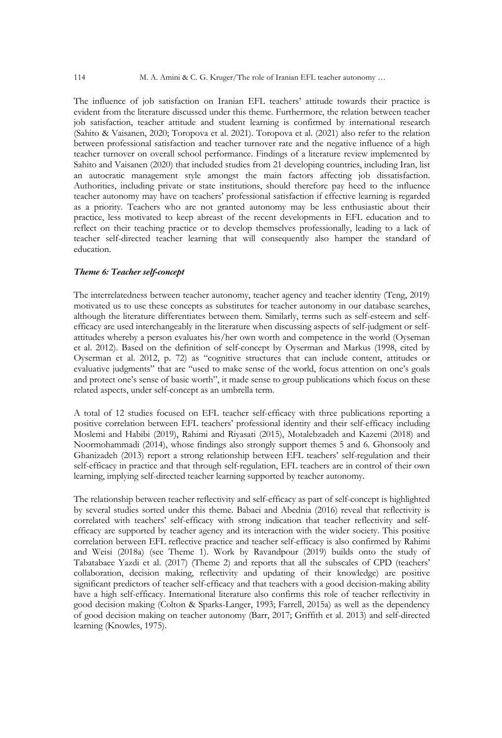The influence of job satisfaction on Iranian EFL teachers' attitude towards their practice is evident from the literature discussed under this theme. Furthermore, the relation between teacher job satisfaction, teacher attitude and student learning is confirmed by international research (Sahito & Vaisanen, 2020; Toropova et al. 2021). Toropova et al. (2021) also refer to the relation between professional satisfaction and teacher turnover rate and the negative influence of a high teacher turnover on overall school performance. Findings of a literature review implemented by Sahito and Vaisanen (2020) that included studies from 21 developing countries, including Iran, list an autocratic management style amongst the main factors affecting job dissatisfaction. Authorities, including private or state institutions, should therefore pay heed to the influence teacher autonomy may have on teachers' professional satisfaction if effective learning is regarded as a priority. Teachers who are not granted autonomy may be less enthusiastic about their practice, less motivated to keep abreast of the recent developments in EFL education and to reflect on their teaching practice or to develop themselves professionally, leading to a lack of teacher self-directed teacher learning that will consequently also hamper the standard of education.

### *Theme 6: Teacher self-concept*

The interrelatedness between teacher autonomy, teacher agency and teacher identity (Teng, 2019) motivated us to use these concepts as substitutes for teacher autonomy in our database searches, although the literature differentiates between them. Similarly, terms such as self-esteem and self-efficacy are used interchangeably in the literature when discussing aspects of self-judgment or self-attitudes whereby a person evaluates his/her own worth and competence in the world (Oyseman et al. 2012). Based on the definition of self-concept by Oyserman and Markus (1998, cited by Oyserman et al. 2012, p. 72) as "cognitive structures that can include content, attitudes or evaluative judgments" that are "used to make sense of the world, focus attention on one's goals and protect one's sense of basic worth", it made sense to group publications which focus on these related aspects, under self-concept as an umbrella term.

A total of 12 studies focused on EFL teacher self-efficacy with three publications reporting a positive correlation between EFL teachers' professional identity and their self-efficacy including Moslemi and Habibi (2019), Rahimi and Riyasati (2015), Motalebzadeh and Kazemi (2018) and Noormohammadi (2014), whose findings also strongly support themes 5 and 6. Ghonsooly and Ghanizadeh (2013) report a strong relationship between EFL teachers' self-regulation and their self-efficacy in practice and that through self-regulation, EFL teachers are in control of their own learning, implying self-directed teacher learning supported by teacher autonomy.

The relationship between teacher reflectivity and self-efficacy as part of self-concept is highlighted by several studies sorted under this theme. Babaei and Abednia (2016) reveal that reflectivity is correlated with teachers' self-efficacy with strong indication that teacher reflectivity and self-efficacy are supported by teacher agency and its interaction with the wider society. This positive correlation between EFL reflective practice and teacher self-efficacy is also confirmed by Rahimi and Weisi (2018a) (see Theme 1). Work by Ravandpour (2019) builds onto the study of Tabatabaee Yazdi et al. (2017) (Theme 2) and reports that all the subscales of CPD (teachers' collaboration, decision making, reflectivity and updating of their knowledge) are positive significant predictors of teacher self-efficacy and that teachers with a good decision-making ability have a high self-efficacy. International literature also confirms this role of teacher reflectivity in good decision making (Colton & Sparks-Langer, 1993; Farrell, 2015a) as well as the dependency of good decision making on teacher autonomy (Barr, 2017; Griffith et al. 2013) and self-directed learning (Knowles, 1975).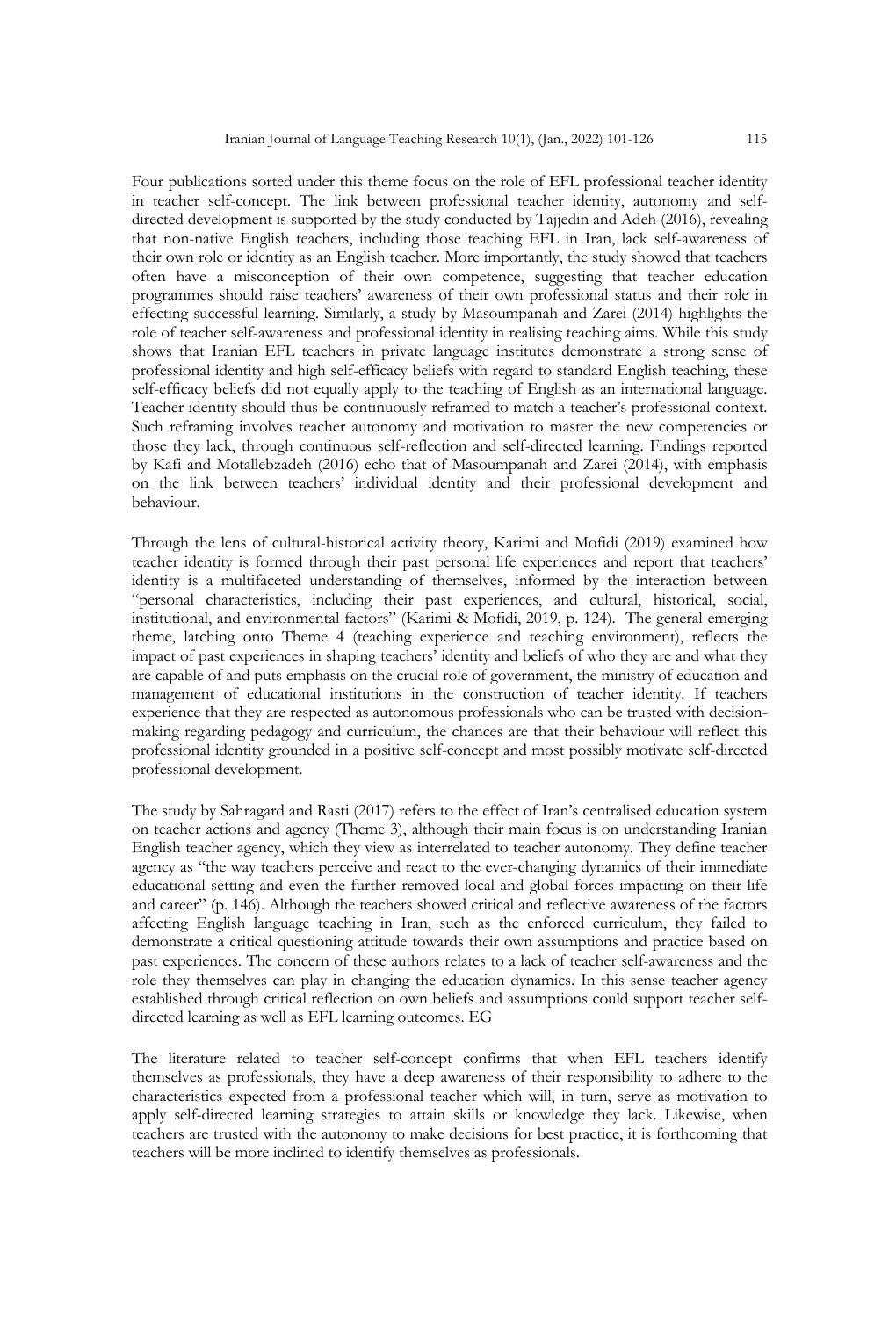Four publications sorted under this theme focus on the role of EFL professional teacher identity in teacher self-concept. The link between professional teacher identity, autonomy and self-directed development is supported by the study conducted by Tajjedin and Adeh (2016), revealing that non-native English teachers, including those teaching EFL in Iran, lack self-awareness of their own role or identity as an English teacher. More importantly, the study showed that teachers often have a misconception of their own competence, suggesting that teacher education programmes should raise teachers' awareness of their own professional status and their role in effecting successful learning. Similarly, a study by Masoumpanah and Zarei (2014) highlights the role of teacher self-awareness and professional identity in realising teaching aims. While this study shows that Iranian EFL teachers in private language institutes demonstrate a strong sense of professional identity and high self-efficacy beliefs with regard to standard English teaching, these self-efficacy beliefs did not equally apply to the teaching of English as an international language. Teacher identity should thus be continuously reframed to match a teacher's professional context. Such reframing involves teacher autonomy and motivation to master the new competencies or those they lack, through continuous self-reflection and self-directed learning. Findings reported by Kafi and Motallebzadeh (2016) echo that of Masoumpanah and Zarei (2014), with emphasis on the link between teachers' individual identity and their professional development and behaviour.

Through the lens of cultural-historical activity theory, Karimi and Mofidi (2019) examined how teacher identity is formed through their past personal life experiences and report that teachers' identity is a multifaceted understanding of themselves, informed by the interaction between "personal characteristics, including their past experiences, and cultural, historical, social, institutional, and environmental factors" (Karimi & Mofidi, 2019, p. 124). The general emerging theme, latching onto Theme 4 (teaching experience and teaching environment), reflects the impact of past experiences in shaping teachers' identity and beliefs of who they are and what they are capable of and puts emphasis on the crucial role of government, the ministry of education and management of educational institutions in the construction of teacher identity. If teachers experience that they are respected as autonomous professionals who can be trusted with decision-making regarding pedagogy and curriculum, the chances are that their behaviour will reflect this professional identity grounded in a positive self-concept and most possibly motivate self-directed professional development.

The study by Sahragard and Rasti (2017) refers to the effect of Iran's centralised education system on teacher actions and agency (Theme 3), although their main focus is on understanding Iranian English teacher agency, which they view as interrelated to teacher autonomy. They define teacher agency as "the way teachers perceive and react to the ever-changing dynamics of their immediate educational setting and even the further removed local and global forces impacting on their life and career" (p. 146). Although the teachers showed critical and reflective awareness of the factors affecting English language teaching in Iran, such as the enforced curriculum, they failed to demonstrate a critical questioning attitude towards their own assumptions and practice based on past experiences. The concern of these authors relates to a lack of teacher self-awareness and the role they themselves can play in changing the education dynamics. In this sense teacher agency established through critical reflection on own beliefs and assumptions could support teacher self-directed learning as well as EFL learning outcomes. EG

The literature related to teacher self-concept confirms that when EFL teachers identify themselves as professionals, they have a deep awareness of their responsibility to adhere to the characteristics expected from a professional teacher which will, in turn, serve as motivation to apply self-directed learning strategies to attain skills or knowledge they lack. Likewise, when teachers are trusted with the autonomy to make decisions for best practice, it is forthcoming that teachers will be more inclined to identify themselves as professionals.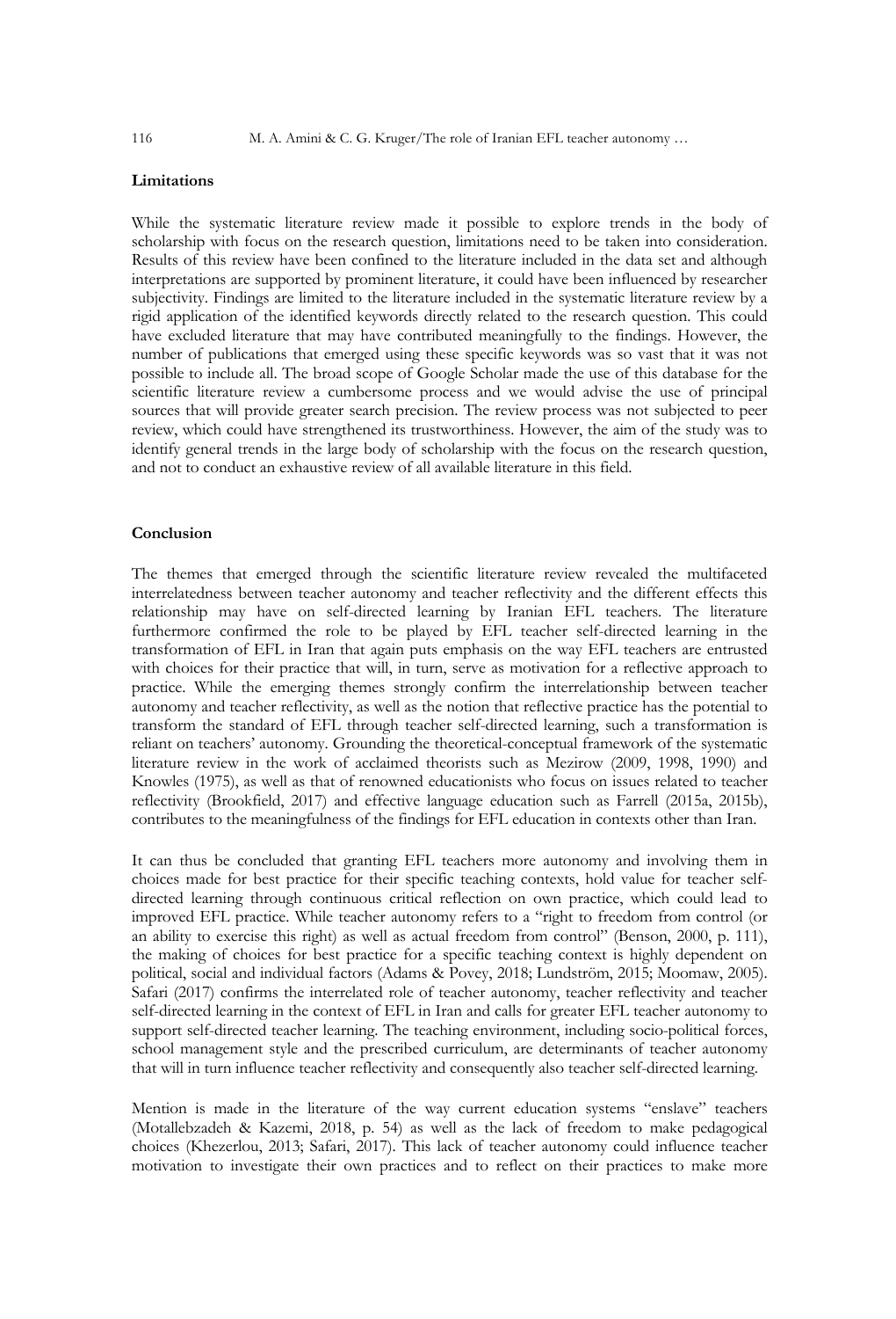**Limitations**

While the systematic literature review made it possible to explore trends in the body of scholarship with focus on the research question, limitations need to be taken into consideration. Results of this review have been confined to the literature included in the data set and although interpretations are supported by prominent literature, it could have been influenced by researcher subjectivity. Findings are limited to the literature included in the systematic literature review by a rigid application of the identified keywords directly related to the research question. This could have excluded literature that may have contributed meaningfully to the findings. However, the number of publications that emerged using these specific keywords was so vast that it was not possible to include all. The broad scope of Google Scholar made the use of this database for the scientific literature review a cumbersome process and we would advise the use of principal sources that will provide greater search precision. The review process was not subjected to peer review, which could have strengthened its trustworthiness. However, the aim of the study was to identify general trends in the large body of scholarship with the focus on the research question, and not to conduct an exhaustive review of all available literature in this field.

**Conclusion**

The themes that emerged through the scientific literature review revealed the multifaceted interrelatedness between teacher autonomy and teacher reflectivity and the different effects this relationship may have on self-directed learning by Iranian EFL teachers. The literature furthermore confirmed the role to be played by EFL teacher self-directed learning in the transformation of EFL in Iran that again puts emphasis on the way EFL teachers are entrusted with choices for their practice that will, in turn, serve as motivation for a reflective approach to practice. While the emerging themes strongly confirm the interrelationship between teacher autonomy and teacher reflectivity, as well as the notion that reflective practice has the potential to transform the standard of EFL through teacher self-directed learning, such a transformation is reliant on teachers' autonomy. Grounding the theoretical-conceptual framework of the systematic literature review in the work of acclaimed theorists such as Mezirow (2009, 1998, 1990) and Knowles (1975), as well as that of renowned educationists who focus on issues related to teacher reflectivity (Brookfield, 2017) and effective language education such as Farrell (2015a, 2015b), contributes to the meaningfulness of the findings for EFL education in contexts other than Iran.

It can thus be concluded that granting EFL teachers more autonomy and involving them in choices made for best practice for their specific teaching contexts, hold value for teacher self-directed learning through continuous critical reflection on own practice, which could lead to improved EFL practice. While teacher autonomy refers to a "right to freedom from control (or an ability to exercise this right) as well as actual freedom from control" (Benson, 2000, p. 111), the making of choices for best practice for a specific teaching context is highly dependent on political, social and individual factors (Adams & Povey, 2018; Lundström, 2015; Moomaw, 2005). Safari (2017) confirms the interrelated role of teacher autonomy, teacher reflectivity and teacher self-directed learning in the context of EFL in Iran and calls for greater EFL teacher autonomy to support self-directed teacher learning. The teaching environment, including socio-political forces, school management style and the prescribed curriculum, are determinants of teacher autonomy that will in turn influence teacher reflectivity and consequently also teacher self-directed learning.

Mention is made in the literature of the way current education systems "enslave" teachers (Motallebzadeh & Kazemi, 2018, p. 54) as well as the lack of freedom to make pedagogical choices (Khezerlou, 2013; Safari, 2017). This lack of teacher autonomy could influence teacher motivation to investigate their own practices and to reflect on their practices to make more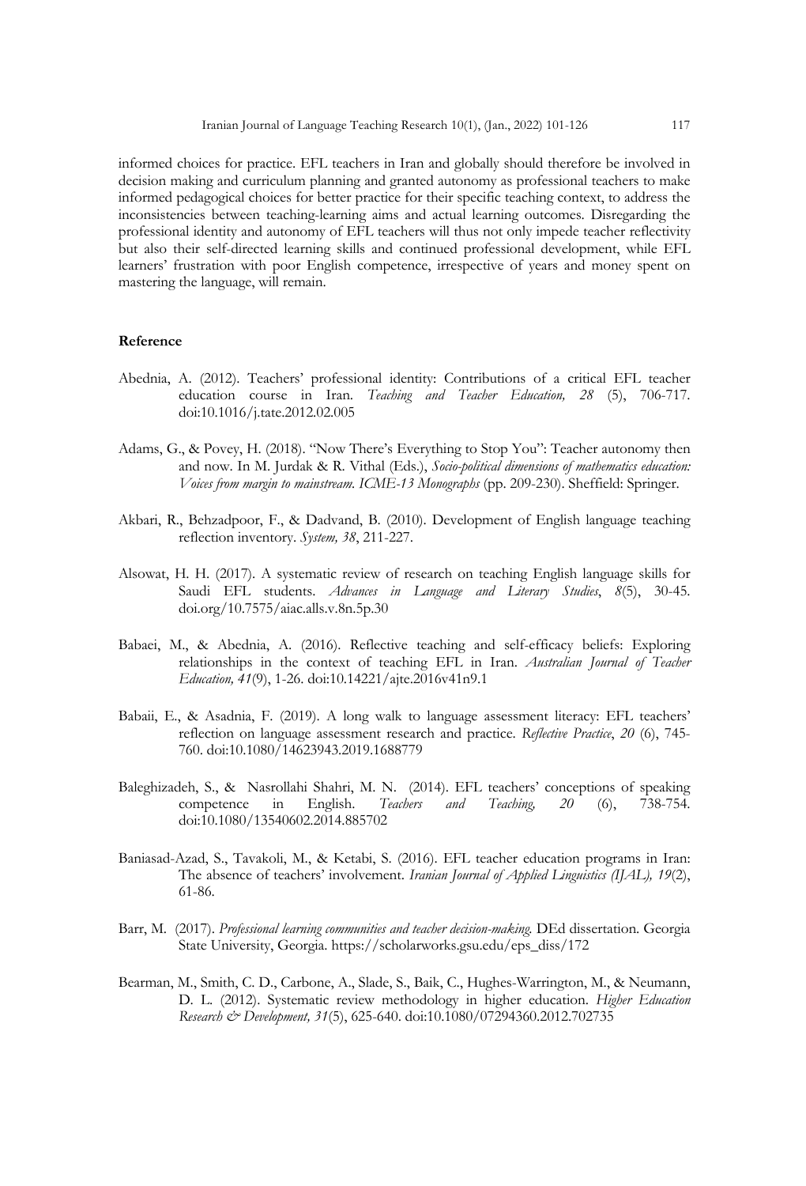informed choices for practice. EFL teachers in Iran and globally should therefore be involved in decision making and curriculum planning and granted autonomy as professional teachers to make informed pedagogical choices for better practice for their specific teaching context, to address the inconsistencies between teaching-learning aims and actual learning outcomes. Disregarding the professional identity and autonomy of EFL teachers will thus not only impede teacher reflectivity but also their self-directed learning skills and continued professional development, while EFL learners' frustration with poor English competence, irrespective of years and money spent on mastering the language, will remain.

## Reference

Abednia, A. (2012). Teachers' professional identity: Contributions of a critical EFL teacher education course in Iran. *Teaching and Teacher Education, 28* (5), 706-717. doi:10.1016/j.tate.2012.02.005

Adams, G., & Povey, H. (2018). "Now There's Everything to Stop You": Teacher autonomy then and now. In M. Jurdak & R. Vithal (Eds.), *Socio-political dimensions of mathematics education: Voices from margin to mainstream. ICME-13 Monographs* (pp. 209-230). Sheffield: Springer.

Akbari, R., Behzadpoor, F., & Dadvand, B. (2010). Development of English language teaching reflection inventory. *System, 38*, 211-227.

Alsowat, H. H. (2017). A systematic review of research on teaching English language skills for Saudi EFL students. *Advances in Language and Literary Studies*, *8*(5), 30-45. doi.org/10.7575/aiac.alls.v.8n.5p.30

Babaei, M., & Abednia, A. (2016). Reflective teaching and self-efficacy beliefs: Exploring relationships in the context of teaching EFL in Iran. *Australian Journal of Teacher Education, 41*(9), 1-26. doi:10.14221/ajte.2016v41n9.1

Babaii, E., & Asadnia, F. (2019). A long walk to language assessment literacy: EFL teachers' reflection on language assessment research and practice. *Reflective Practice*, *20* (6), 745-760. doi:10.1080/14623943.2019.1688779

Baleghizadeh, S., & Nasrollahi Shahri, M. N. (2014). EFL teachers' conceptions of speaking competence in English. *Teachers and Teaching, 20* (6), 738-754. doi:10.1080/13540602.2014.885702

Baniasad-Azad, S., Tavakoli, M., & Ketabi, S. (2016). EFL teacher education programs in Iran: The absence of teachers' involvement. *Iranian Journal of Applied Linguistics (IJAL), 19*(2), 61-86.

Barr, M. (2017). *Professional learning communities and teacher decision-making.* DEd dissertation. Georgia State University, Georgia. https://scholarworks.gsu.edu/eps_diss/172

Bearman, M., Smith, C. D., Carbone, A., Slade, S., Baik, C., Hughes-Warrington, M., & Neumann, D. L. (2012). Systematic review methodology in higher education. *Higher Education Research & Development, 31*(5), 625-640. doi:10.1080/07294360.2012.702735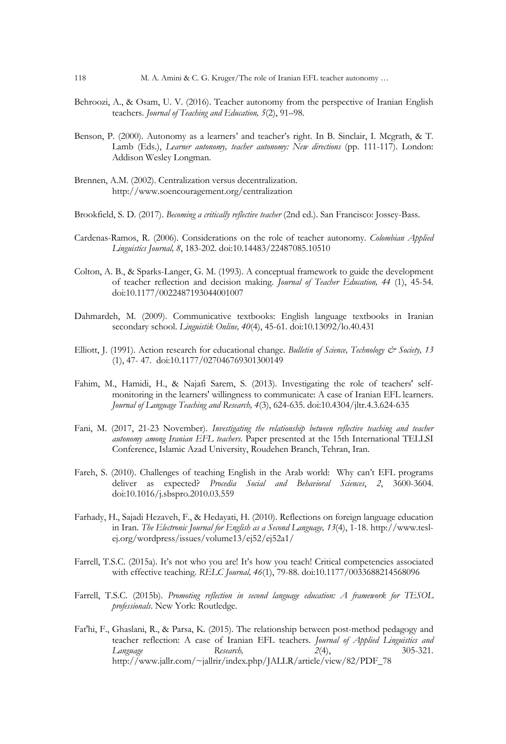Behroozi, A., & Osam, U. V. (2016). Teacher autonomy from the perspective of Iranian English teachers. *Journal of Teaching and Education, 5*(2), 91–98.

Benson, P. (2000). Autonomy as a learners' and teacher's right. In B. Sinclair, I. Mcgrath, & T. Lamb (Eds.), *Learner autonomy, teacher autonomy: New directions* (pp. 111-117). London: Addison Wesley Longman.

Brennen, A.M. (2002). Centralization versus decentralization. http://www.soencouragement.org/centralization

Brookfield, S. D. (2017). *Becoming a critically reflective teacher* (2nd ed.). San Francisco: Jossey-Bass.

Cardenas-Ramos, R. (2006). Considerations on the role of teacher autonomy. *Colombian Applied Linguistics Journal, 8*, 183-202. doi:10.14483/22487085.10510

Colton, A. B., & Sparks-Langer, G. M. (1993). A conceptual framework to guide the development of teacher reflection and decision making. *Journal of Teacher Education, 44* (1), 45-54. doi:10.1177/0022487193044001007

Dahmardeh, M. (2009). Communicative textbooks: English language textbooks in Iranian secondary school. *Linguistik Online, 40*(4), 45-61. doi:10.13092/lo.40.431

Elliott, J. (1991). Action research for educational change. *Bulletin of Science, Technology & Society, 13* (1), 47- 47. doi:10.1177/027046769301300149

Fahim, M., Hamidi, H., & Najafi Sarem, S. (2013). Investigating the role of teachers' self-monitoring in the learners' willingness to communicate: A case of Iranian EFL learners. *Journal of Language Teaching and Research, 4*(3), 624-635. doi:10.4304/jltr.4.3.624-635

Fani, M. (2017, 21-23 November). *Investigating the relationship between reflective teaching and teacher autonomy among Iranian EFL teachers.* Paper presented at the 15th International TELLSI Conference, Islamic Azad University, Roudehen Branch, Tehran, Iran.

Fareh, S. (2010). Challenges of teaching English in the Arab world: Why can't EFL programs deliver as expected? *Procedia Social and Behavioral Sciences*, *2*, 3600-3604. doi:10.1016/j.sbspro.2010.03.559

Farhady, H., Sajadi Hezaveh, F., & Hedayati, H. (2010). Reflections on foreign language education in Iran. *The Electronic Journal for English as a Second Language, 13*(4), 1-18. http://www.tesl-ej.org/wordpress/issues/volume13/ej52/ej52a1/

Farrell, T.S.C. (2015a). It's not who you are! It's how you teach! Critical competencies associated with effective teaching. *RELC Journal, 46*(1), 79-88. doi:10.1177/0033688214568096

Farrell, T.S.C. (2015b). *Promoting reflection in second language education: A framework for TESOL professionals*. New York: Routledge.

Fat'hi, F., Ghaslani, R., & Parsa, K. (2015). The relationship between post-method pedagogy and teacher reflection: A case of Iranian EFL teachers. *Journal of Applied Linguistics and Language Research, 2*(4), 305-321. http://www.jallr.com/~jallrir/index.php/JALLR/article/view/82/PDF_78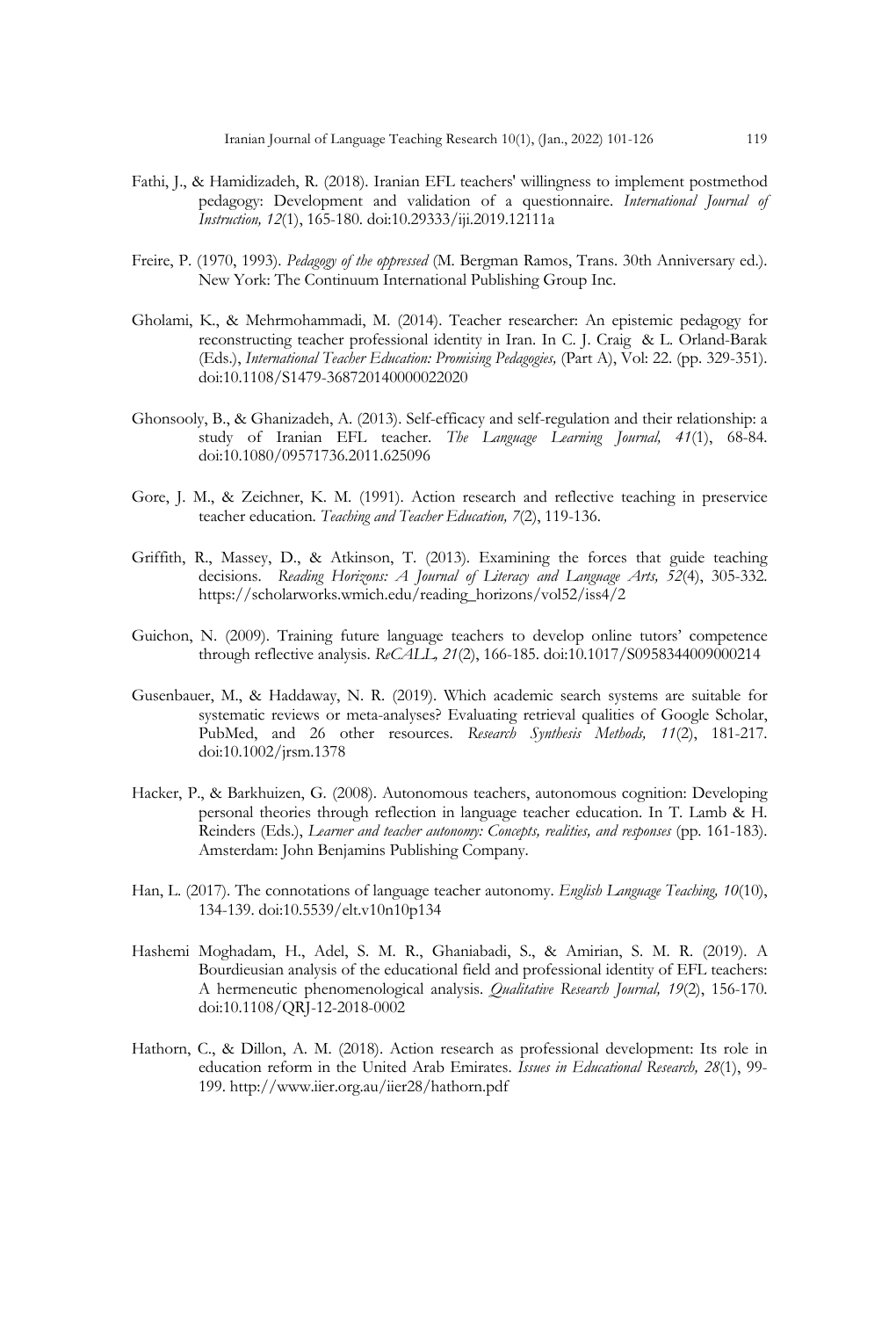Fathi, J., & Hamidizadeh, R. (2018). Iranian EFL teachers' willingness to implement postmethod pedagogy: Development and validation of a questionnaire. *International Journal of Instruction, 12*(1), 165-180. doi:10.29333/iji.2019.12111a

Freire, P. (1970, 1993). *Pedagogy of the oppressed* (M. Bergman Ramos, Trans. 30th Anniversary ed.). New York: The Continuum International Publishing Group Inc.

Gholami, K., & Mehrmohammadi, M. (2014). Teacher researcher: An epistemic pedagogy for reconstructing teacher professional identity in Iran. In C. J. Craig & L. Orland-Barak (Eds.), *International Teacher Education: Promising Pedagogies,* (Part A), Vol: 22. (pp. 329-351). doi:10.1108/S1479-368720140000022020

Ghonsooly, B., & Ghanizadeh, A. (2013). Self-efficacy and self-regulation and their relationship: a study of Iranian EFL teacher. *The Language Learning Journal, 41*(1), 68-84. doi:10.1080/09571736.2011.625096

Gore, J. M., & Zeichner, K. M. (1991). Action research and reflective teaching in preservice teacher education. *Teaching and Teacher Education, 7*(2), 119-136.

Griffith, R., Massey, D., & Atkinson, T. (2013). Examining the forces that guide teaching decisions. *Reading Horizons: A Journal of Literacy and Language Arts, 52*(4), 305-332. https://scholarworks.wmich.edu/reading_horizons/vol52/iss4/2

Guichon, N. (2009). Training future language teachers to develop online tutors' competence through reflective analysis. *ReCALL, 21*(2), 166-185. doi:10.1017/S0958344009000214

Gusenbauer, M., & Haddaway, N. R. (2019). Which academic search systems are suitable for systematic reviews or meta-analyses? Evaluating retrieval qualities of Google Scholar, PubMed, and 26 other resources. *Research Synthesis Methods, 11*(2), 181-217. doi:10.1002/jrsm.1378

Hacker, P., & Barkhuizen, G. (2008). Autonomous teachers, autonomous cognition: Developing personal theories through reflection in language teacher education. In T. Lamb & H. Reinders (Eds.), *Learner and teacher autonomy: Concepts, realities, and responses* (pp. 161-183). Amsterdam: John Benjamins Publishing Company.

Han, L. (2017). The connotations of language teacher autonomy. *English Language Teaching, 10*(10), 134-139. doi:10.5539/elt.v10n10p134

Hashemi Moghadam, H., Adel, S. M. R., Ghaniabadi, S., & Amirian, S. M. R. (2019). A Bourdieusian analysis of the educational field and professional identity of EFL teachers: A hermeneutic phenomenological analysis. *Qualitative Research Journal, 19*(2), 156-170. doi:10.1108/QRJ-12-2018-0002

Hathorn, C., & Dillon, A. M. (2018). Action research as professional development: Its role in education reform in the United Arab Emirates. *Issues in Educational Research, 28*(1), 99-199. http://www.iier.org.au/iier28/hathorn.pdf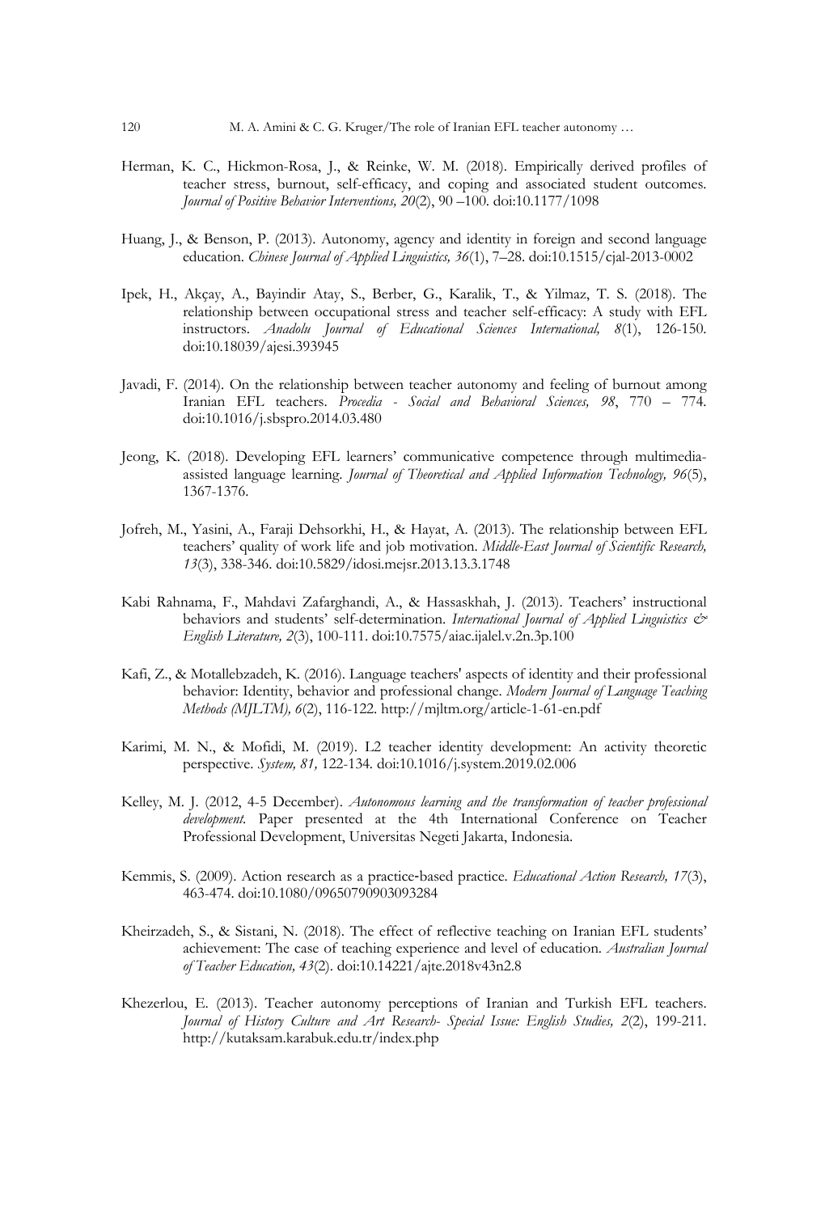Herman, K. C., Hickmon-Rosa, J., & Reinke, W. M. (2018). Empirically derived profiles of teacher stress, burnout, self-efficacy, and coping and associated student outcomes. *Journal of Positive Behavior Interventions, 20*(2), 90 –100. doi:10.1177/1098

Huang, J., & Benson, P. (2013). Autonomy, agency and identity in foreign and second language education. *Chinese Journal of Applied Linguistics, 36*(1), 7–28. doi:10.1515/cjal-2013-0002

Ipek, H., Akçay, A., Bayindir Atay, S., Berber, G., Karalik, T., & Yilmaz, T. S. (2018). The relationship between occupational stress and teacher self-efficacy: A study with EFL instructors. *Anadolu Journal of Educational Sciences International, 8*(1), 126-150. doi:10.18039/ajesi.393945

Javadi, F. (2014). On the relationship between teacher autonomy and feeling of burnout among Iranian EFL teachers. *Procedia - Social and Behavioral Sciences, 98*, 770 – 774. doi:10.1016/j.sbspro.2014.03.480

Jeong, K. (2018). Developing EFL learners' communicative competence through multimedia-assisted language learning. *Journal of Theoretical and Applied Information Technology, 96*(5), 1367-1376.

Jofreh, M., Yasini, A., Faraji Dehsorkhi, H., & Hayat, A. (2013). The relationship between EFL teachers' quality of work life and job motivation. *Middle-East Journal of Scientific Research, 13*(3), 338-346. doi:10.5829/idosi.mejsr.2013.13.3.1748

Kabi Rahnama, F., Mahdavi Zafarghandi, A., & Hassaskhah, J. (2013). Teachers' instructional behaviors and students' self-determination. *International Journal of Applied Linguistics & English Literature, 2*(3), 100-111. doi:10.7575/aiac.ijalel.v.2n.3p.100

Kafi, Z., & Motallebzadeh, K. (2016). Language teachers' aspects of identity and their professional behavior: Identity, behavior and professional change. *Modern Journal of Language Teaching Methods (MJLTM), 6*(2), 116-122. http://mjltm.org/article-1-61-en.pdf

Karimi, M. N., & Mofidi, M. (2019). L2 teacher identity development: An activity theoretic perspective. *System, 81,* 122-134. doi:10.1016/j.system.2019.02.006

Kelley, M. J. (2012, 4-5 December). *Autonomous learning and the transformation of teacher professional development.* Paper presented at the 4th International Conference on Teacher Professional Development, Universitas Negeti Jakarta, Indonesia.

Kemmis, S. (2009). Action research as a practice-based practice. *Educational Action Research, 17*(3), 463-474. doi:10.1080/09650790903093284

Kheirzadeh, S., & Sistani, N. (2018). The effect of reflective teaching on Iranian EFL students' achievement: The case of teaching experience and level of education. *Australian Journal of Teacher Education, 43*(2). doi:10.14221/ajte.2018v43n2.8

Khezerlou, E. (2013). Teacher autonomy perceptions of Iranian and Turkish EFL teachers. *Journal of History Culture and Art Research- Special Issue: English Studies, 2*(2), 199-211. http://kutaksam.karabuk.edu.tr/index.php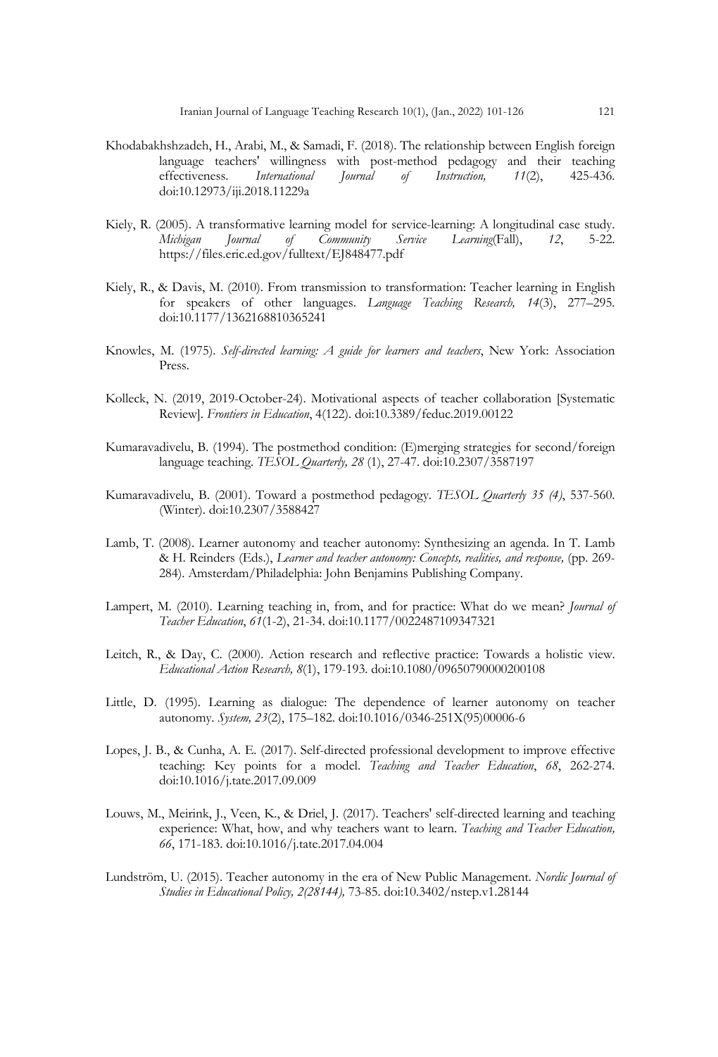Khodabakhshzadeh, H., Arabi, M., & Samadi, F. (2018). The relationship between English foreign language teachers' willingness with post-method pedagogy and their teaching effectiveness. *International Journal of Instruction, 11*(2), 425-436. doi:10.12973/iji.2018.11229a

Kiely, R. (2005). A transformative learning model for service-learning: A longitudinal case study. *Michigan Journal of Community Service Learning*(Fall), *12*, 5-22. https://files.eric.ed.gov/fulltext/EJ848477.pdf

Kiely, R., & Davis, M. (2010). From transmission to transformation: Teacher learning in English for speakers of other languages. *Language Teaching Research, 14*(3), 277–295. doi:10.1177/1362168810365241

Knowles, M. (1975). *Self-directed learning: A guide for learners and teachers*, New York: Association Press.

Kolleck, N. (2019, 2019-October-24). Motivational aspects of teacher collaboration [Systematic Review]. *Frontiers in Education*, 4(122). doi:10.3389/feduc.2019.00122

Kumaravadivelu, B. (1994). The postmethod condition: (E)merging strategies for second/foreign language teaching. *TESOL Quarterly, 28* (1), 27-47. doi:10.2307/3587197

Kumaravadivelu, B. (2001). Toward a postmethod pedagogy. *TESOL Quarterly 35 (4)*, 537-560. (Winter). doi:10.2307/3588427

Lamb, T. (2008). Learner autonomy and teacher autonomy: Synthesizing an agenda. In T. Lamb & H. Reinders (Eds.), *Learner and teacher autonomy: Concepts, realities, and response,* (pp. 269-284). Amsterdam/Philadelphia: John Benjamins Publishing Company.

Lampert, M. (2010). Learning teaching in, from, and for practice: What do we mean? *Journal of Teacher Education*, *61*(1-2), 21-34. doi:10.1177/0022487109347321

Leitch, R., & Day, C. (2000). Action research and reflective practice: Towards a holistic view. *Educational Action Research, 8*(1), 179-193. doi:10.1080/09650790000200108

Little, D. (1995). Learning as dialogue: The dependence of learner autonomy on teacher autonomy. *System, 23*(2), 175–182. doi:10.1016/0346-251X(95)00006-6

Lopes, J. B., & Cunha, A. E. (2017). Self-directed professional development to improve effective teaching: Key points for a model. *Teaching and Teacher Education*, *68*, 262-274. doi:10.1016/j.tate.2017.09.009

Louws, M., Meirink, J., Veen, K., & Driel, J. (2017). Teachers' self-directed learning and teaching experience: What, how, and why teachers want to learn. *Teaching and Teacher Education, 66*, 171-183. doi:10.1016/j.tate.2017.04.004

Lundström, U. (2015). Teacher autonomy in the era of New Public Management. *Nordic Journal of Studies in Educational Policy, 2(28144),* 73-85. doi:10.3402/nstep.v1.28144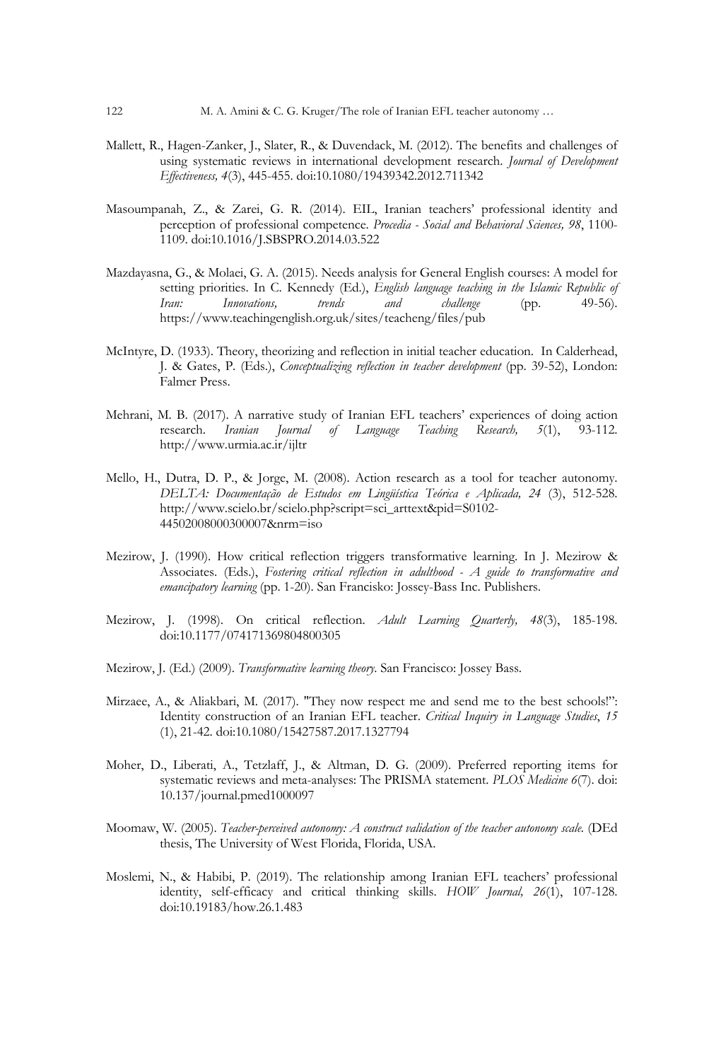Mallett, R., Hagen-Zanker, J., Slater, R., & Duvendack, M. (2012). The benefits and challenges of using systematic reviews in international development research. *Journal of Development Effectiveness, 4*(3), 445-455. doi:10.1080/19439342.2012.711342

Masoumpanah, Z., & Zarei, G. R. (2014). EIL, Iranian teachers' professional identity and perception of professional competence. *Procedia - Social and Behavioral Sciences, 98*, 1100-1109. doi:10.1016/J.SBSPRO.2014.03.522

Mazdayasna, G., & Molaei, G. A. (2015). Needs analysis for General English courses: A model for setting priorities. In C. Kennedy (Ed.), *English language teaching in the Islamic Republic of Iran: Innovations, trends and challenge* (pp. 49-56). https://www.teachingenglish.org.uk/sites/teacheng/files/pub

McIntyre, D. (1933). Theory, theorizing and reflection in initial teacher education. In Calderhead, J. & Gates, P. (Eds.), *Conceptualizing reflection in teacher development* (pp. 39-52), London: Falmer Press.

Mehrani, M. B. (2017). A narrative study of Iranian EFL teachers' experiences of doing action research. *Iranian Journal of Language Teaching Research, 5*(1), 93-112. http://www.urmia.ac.ir/ijltr

Mello, H., Dutra, D. P., & Jorge, M. (2008). Action research as a tool for teacher autonomy. *DELTA: Documentação de Estudos em Lingüística Teórica e Aplicada, 24* (3), 512-528. http://www.scielo.br/scielo.php?script=sci_arttext&pid=S0102-44502008000300007&nrm=iso

Mezirow, J. (1990). How critical reflection triggers transformative learning. In J. Mezirow & Associates. (Eds.), *Fostering critical reflection in adulthood - A guide to transformative and emancipatory learning* (pp. 1-20). San Francisko: Jossey-Bass Inc. Publishers.

Mezirow, J. (1998). On critical reflection. *Adult Learning Quarterly, 48*(3), 185-198. doi:10.1177/074171369804800305

Mezirow, J. (Ed.) (2009). *Transformative learning theory*. San Francisco: Jossey Bass.

Mirzaee, A., & Aliakbari, M. (2017). "They now respect me and send me to the best schools!": Identity construction of an Iranian EFL teacher. *Critical Inquiry in Language Studies*, *15* (1), 21-42. doi:10.1080/15427587.2017.1327794

Moher, D., Liberati, A., Tetzlaff, J., & Altman, D. G. (2009). Preferred reporting items for systematic reviews and meta-analyses: The PRISMA statement. *PLOS Medicine 6*(7). doi: 10.137/journal.pmed1000097

Moomaw, W. (2005). *Teacher-perceived autonomy: A construct validation of the teacher autonomy scale.* (DEd thesis, The University of West Florida, Florida, USA.

Moslemi, N., & Habibi, P. (2019). The relationship among Iranian EFL teachers' professional identity, self-efficacy and critical thinking skills. *HOW Journal, 26*(1), 107-128. doi:10.19183/how.26.1.483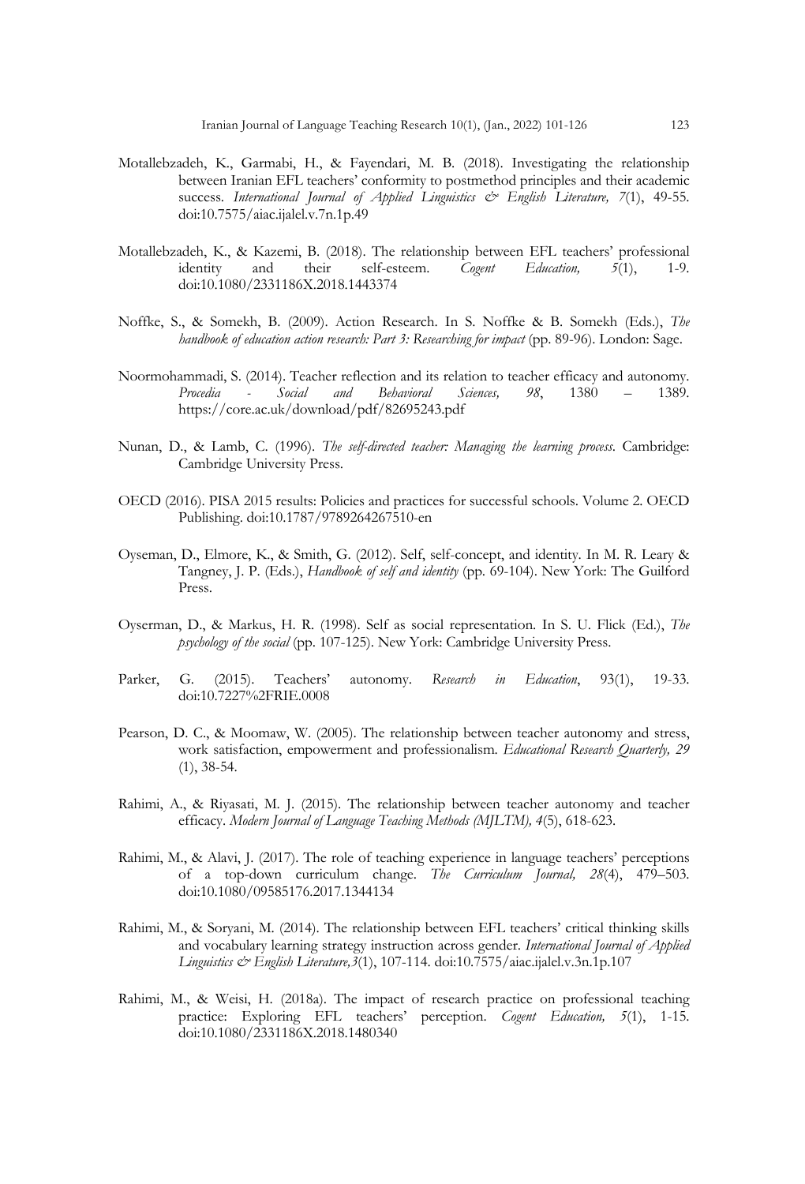Motallebzadeh, K., Garmabi, H., & Fayendari, M. B. (2018). Investigating the relationship between Iranian EFL teachers' conformity to postmethod principles and their academic success. *International Journal of Applied Linguistics & English Literature, 7*(1), 49-55. doi:10.7575/aiac.ijalel.v.7n.1p.49

Motallebzadeh, K., & Kazemi, B. (2018). The relationship between EFL teachers' professional identity and their self-esteem. *Cogent Education, 5*(1), 1-9. doi:10.1080/2331186X.2018.1443374

Noffke, S., & Somekh, B. (2009). Action Research. In S. Noffke & B. Somekh (Eds.), *The handbook of education action research: Part 3: Researching for impact* (pp. 89-96). London: Sage.

Noormohammadi, S. (2014). Teacher reflection and its relation to teacher efficacy and autonomy. *Procedia - Social and Behavioral Sciences, 98*, 1380 – 1389. https://core.ac.uk/download/pdf/82695243.pdf

Nunan, D., & Lamb, C. (1996). *The self-directed teacher: Managing the learning process*. Cambridge: Cambridge University Press.

OECD (2016). PISA 2015 results: Policies and practices for successful schools. Volume 2. OECD Publishing. doi:10.1787/9789264267510-en

Oyseman, D., Elmore, K., & Smith, G. (2012). Self, self-concept, and identity. In M. R. Leary & Tangney, J. P. (Eds.), *Handbook of self and identity* (pp. 69-104). New York: The Guilford Press.

Oyserman, D., & Markus, H. R. (1998). Self as social representation. In S. U. Flick (Ed.), *The psychology of the social* (pp. 107-125). New York: Cambridge University Press.

Parker, G. (2015). Teachers' autonomy. *Research in Education*, 93(1), 19-33. doi:10.7227%2FRIE.0008

Pearson, D. C., & Moomaw, W. (2005). The relationship between teacher autonomy and stress, work satisfaction, empowerment and professionalism. *Educational Research Quarterly, 29* (1), 38-54.

Rahimi, A., & Riyasati, M. J. (2015). The relationship between teacher autonomy and teacher efficacy. *Modern Journal of Language Teaching Methods (MJLTM), 4*(5), 618-623.

Rahimi, M., & Alavi, J. (2017). The role of teaching experience in language teachers' perceptions of a top-down curriculum change. *The Curriculum Journal, 28*(4), 479–503. doi:10.1080/09585176.2017.1344134

Rahimi, M., & Soryani, M. (2014). The relationship between EFL teachers' critical thinking skills and vocabulary learning strategy instruction across gender. *International Journal of Applied Linguistics & English Literature,3*(1), 107-114. doi:10.7575/aiac.ijalel.v.3n.1p.107

Rahimi, M., & Weisi, H. (2018a). The impact of research practice on professional teaching practice: Exploring EFL teachers' perception. *Cogent Education, 5*(1), 1-15. doi:10.1080/2331186X.2018.1480340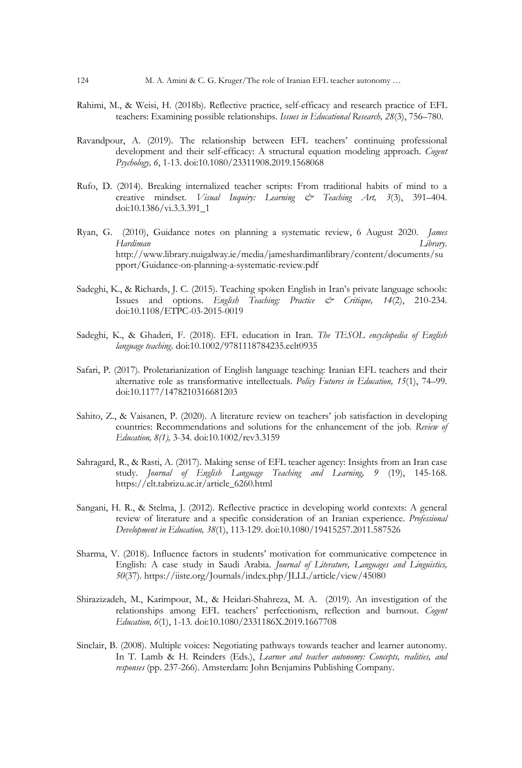Rahimi, M., & Weisi, H. (2018b). Reflective practice, self-efficacy and research practice of EFL teachers: Examining possible relationships. *Issues in Educational Research, 28*(3), 756–780.

Ravandpour, A. (2019). The relationship between EFL teachers' continuing professional development and their self-efficacy: A structural equation modeling approach. *Cogent Psychology, 6*, 1-13. doi:10.1080/23311908.2019.1568068

Rufo, D. (2014). Breaking internalized teacher scripts: From traditional habits of mind to a creative mindset. *Visual Inquiry: Learning & Teaching Art, 3*(3), 391–404. doi:10.1386/vi.3.3.391_1

Ryan, G. (2010), Guidance notes on planning a systematic review, 6 August 2020. *James Hardiman Library*. http://www.library.nuigalway.ie/media/jameshardimanlibrary/content/documents/support/Guidance-on-planning-a-systematic-review.pdf

Sadeghi, K., & Richards, J. C. (2015). Teaching spoken English in Iran's private language schools: Issues and options. *English Teaching: Practice & Critique, 14*(2), 210-234. doi:10.1108/ETPC-03-2015-0019

Sadeghi, K., & Ghaderi, F. (2018). EFL education in Iran. *The TESOL encyclopedia of English language teaching*. doi:10.1002/9781118784235.eelt0935

Safari, P. (2017). Proletarianization of English language teaching: Iranian EFL teachers and their alternative role as transformative intellectuals. *Policy Futures in Education, 15*(1), 74–99. doi:10.1177/1478210316681203

Sahito, Z., & Vaisanen, P. (2020). A literature review on teachers' job satisfaction in developing countries: Recommendations and solutions for the enhancement of the job. *Review of Education, 8(1),* 3-34. doi:10.1002/rev3.3159

Sahragard, R., & Rasti, A. (2017). Making sense of EFL teacher agency: Insights from an Iran case study. *Journal of English Language Teaching and Learning, 9* (19), 145-168. https://elt.tabrizu.ac.ir/article_6260.html

Sangani, H. R., & Stelma, J. (2012). Reflective practice in developing world contexts: A general review of literature and a specific consideration of an Iranian experience. *Professional Development in Education, 38*(1), 113-129. doi:10.1080/19415257.2011.587526

Sharma, V. (2018). Influence factors in students' motivation for communicative competence in English: A case study in Saudi Arabia. *Journal of Literature, Languages and Linguistics, 50*(37). https://iiste.org/Journals/index.php/JLLL/article/view/45080

Shirazizadeh, M., Karimpour, M., & Heidari-Shahreza, M. A. (2019). An investigation of the relationships among EFL teachers' perfectionism, reflection and burnout. *Cogent Education, 6*(1), 1-13. doi:10.1080/2331186X.2019.1667708

Sinclair, B. (2008). Multiple voices: Negotiating pathways towards teacher and learner autonomy. In T. Lamb & H. Reinders (Eds.), *Learner and teacher autonomy: Concepts, realities, and responses* (pp. 237-266). Amsterdam: John Benjamins Publishing Company.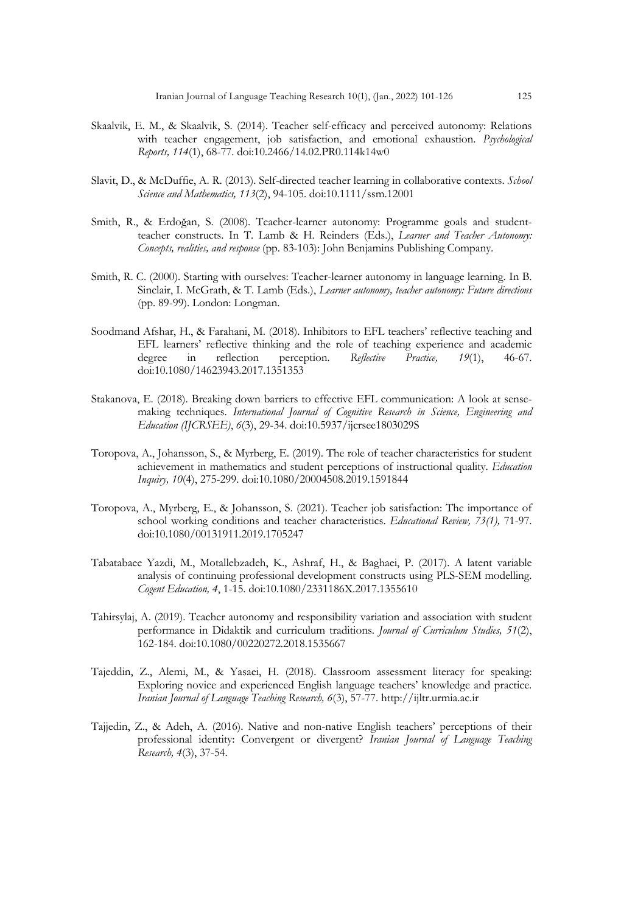Skaalvik, E. M., & Skaalvik, S. (2014). Teacher self-efficacy and perceived autonomy: Relations with teacher engagement, job satisfaction, and emotional exhaustion. *Psychological Reports, 114*(1), 68-77. doi:10.2466/14.02.PR0.114k14w0

Slavit, D., & McDuffie, A. R. (2013). Self-directed teacher learning in collaborative contexts. *School Science and Mathematics, 113*(2), 94-105. doi:10.1111/ssm.12001

Smith, R., & Erdoğan, S. (2008). Teacher-learner autonomy: Programme goals and student-teacher constructs. In T. Lamb & H. Reinders (Eds.), *Learner and Teacher Autonomy: Concepts, realities, and response* (pp. 83-103): John Benjamins Publishing Company.

Smith, R. C. (2000). Starting with ourselves: Teacher-learner autonomy in language learning. In B. Sinclair, I. McGrath, & T. Lamb (Eds.), *Learner autonomy, teacher autonomy: Future directions* (pp. 89-99). London: Longman.

Soodmand Afshar, H., & Farahani, M. (2018). Inhibitors to EFL teachers' reflective teaching and EFL learners' reflective thinking and the role of teaching experience and academic degree in reflection perception. *Reflective Practice, 19*(1), 46-67. doi:10.1080/14623943.2017.1351353

Stakanova, E. (2018). Breaking down barriers to effective EFL communication: A look at sense-making techniques. *International Journal of Cognitive Research in Science, Engineering and Education (IJCRSEE)*, *6*(3), 29-34. doi:10.5937/ijcrsee1803029S

Toropova, A., Johansson, S., & Myrberg, E. (2019). The role of teacher characteristics for student achievement in mathematics and student perceptions of instructional quality. *Education Inquiry, 10*(4), 275-299. doi:10.1080/20004508.2019.1591844

Toropova, A., Myrberg, E., & Johansson, S. (2021). Teacher job satisfaction: The importance of school working conditions and teacher characteristics. *Educational Review, 73(1),* 71-97. doi:10.1080/00131911.2019.1705247

Tabatabaee Yazdi, M., Motallebzadeh, K., Ashraf, H., & Baghaei, P. (2017). A latent variable analysis of continuing professional development constructs using PLS-SEM modelling. *Cogent Education, 4*, 1-15. doi:10.1080/2331186X.2017.1355610

Tahirsylaj, A. (2019). Teacher autonomy and responsibility variation and association with student performance in Didaktik and curriculum traditions. *Journal of Curriculum Studies, 51*(2), 162-184. doi:10.1080/00220272.2018.1535667

Tajeddin, Z., Alemi, M., & Yasaei, H. (2018). Classroom assessment literacy for speaking: Exploring novice and experienced English language teachers' knowledge and practice. *Iranian Journal of Language Teaching Research, 6*(3), 57-77. http://ijltr.urmia.ac.ir

Tajjedin, Z., & Adeh, A. (2016). Native and non-native English teachers' perceptions of their professional identity: Convergent or divergent? *Iranian Journal of Language Teaching Research, 4*(3), 37-54.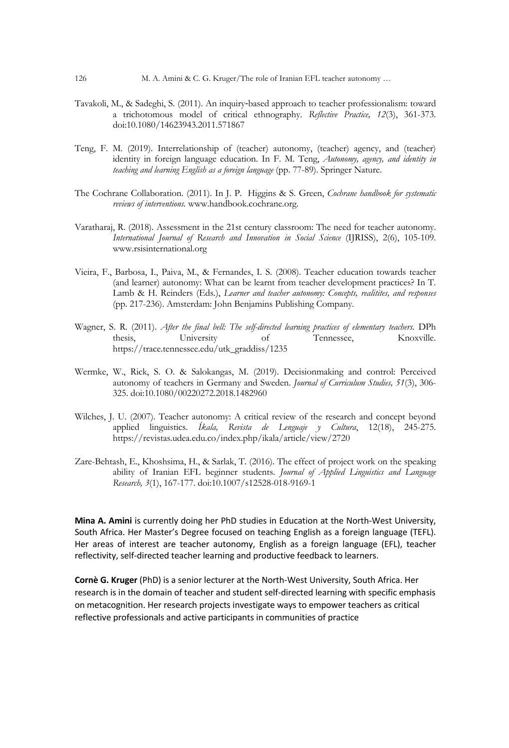Tavakoli, M., & Sadeghi, S. (2011). An inquiry-based approach to teacher professionalism: toward a trichotomous model of critical ethnography. *Reflective Practice, 12*(3), 361-373. doi:10.1080/14623943.2011.571867

Teng, F. M. (2019). Interrelationship of (teacher) autonomy, (teacher) agency, and (teacher) identity in foreign language education. In F. M. Teng, *Autonomy, agency, and identity in teaching and learning English as a foreign language* (pp. 77-89). Springer Nature.

The Cochrane Collaboration. (2011). In J. P. Higgins & S. Green, *Cochrane handbook for systematic reviews of interventions.* www.handbook.cochrane.org.

Varatharaj, R. (2018). Assessment in the 21st century classroom: The need for teacher autonomy. *International Journal of Research and Innovation in Social Science* (IJRISS), 2(6), 105-109. www.rsisinternational.org

Vieira, F., Barbosa, I., Paiva, M., & Fernandes, I. S. (2008). Teacher education towards teacher (and learner) autonomy: What can be learnt from teacher development practices? In T. Lamb & H. Reinders (Eds.), *Learner and teacher autonomy: Concepts, realitites, and responses* (pp. 217-236). Amsterdam: John Benjamins Publishing Company.

Wagner, S. R. (2011). *After the final bell: The self-directed learning practices of elementary teachers.* DPh thesis, University of Tennessee, Knoxville. https://trace.tennessee.edu/utk_graddiss/1235

Wermke, W., Rick, S. O. & Salokangas, M. (2019). Decisionmaking and control: Perceived autonomy of teachers in Germany and Sweden. *Journal of Curriculum Studies, 51*(3), 306-325. doi:10.1080/00220272.2018.1482960

Wilches, J. U. (2007). Teacher autonomy: A critical review of the research and concept beyond applied linguistics. *Íkala, Revista de Lenguaje y Cultura*, 12(18), 245-275. https://revistas.udea.edu.co/index.php/ikala/article/view/2720

Zare-Behtash, E., Khoshsima, H., & Sarlak, T. (2016). The effect of project work on the speaking ability of Iranian EFL beginner students. *Journal of Applied Linguistics and Language Research, 3*(1), 167-177. doi:10.1007/s12528-018-9169-1

**Mina A. Amini** is currently doing her PhD studies in Education at the North-West University, South Africa. Her Master's Degree focused on teaching English as a foreign language (TEFL). Her areas of interest are teacher autonomy, English as a foreign language (EFL), teacher reflectivity, self-directed teacher learning and productive feedback to learners.

**Cornè G. Kruger** (PhD) is a senior lecturer at the North-West University, South Africa. Her research is in the domain of teacher and student self-directed learning with specific emphasis on metacognition. Her research projects investigate ways to empower teachers as critical reflective professionals and active participants in communities of practice